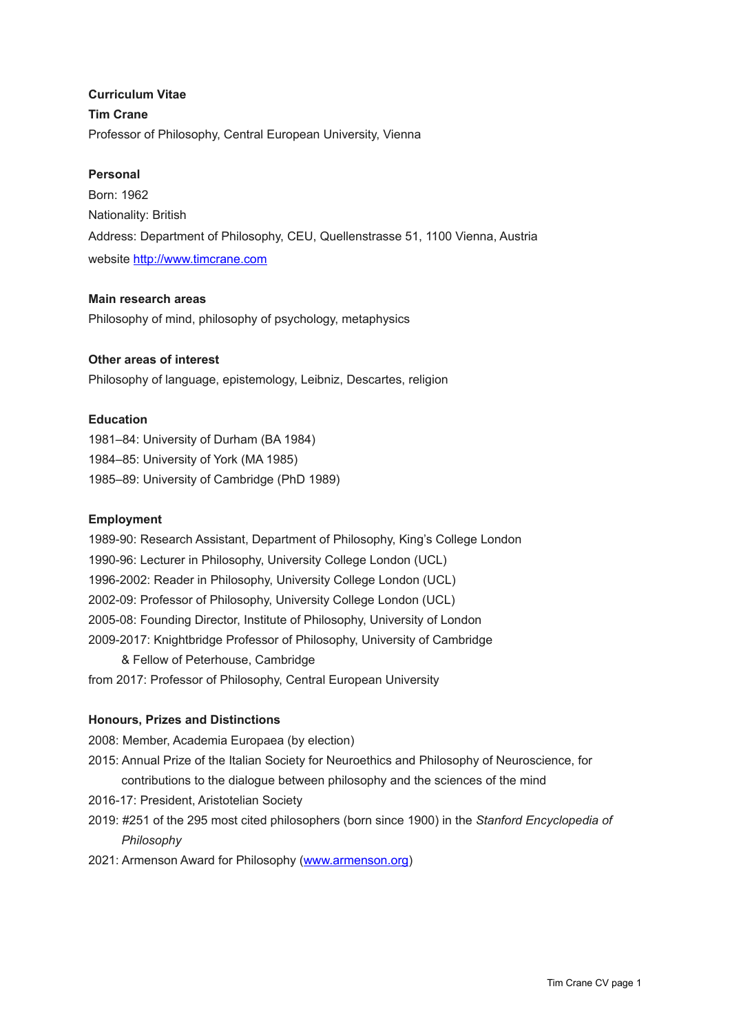**Curriculum Vitae**

**Tim Crane**

Professor of Philosophy, Central European University, Vienna

**Personal**

Born: 1962

Nationality: British

Address: Department of Philosophy, CEU, Quellenstrasse 51, 1100 Vienna, Austria

website [http://www.timcrane.com](http://www.timcrane.com)

**Main research areas**

Philosophy of mind, philosophy of psychology, metaphysics

**Other areas of interest**

Philosophy of language, epistemology, Leibniz, Descartes, religion

**Education**

1981–84: University of Durham (BA 1984)
1984–85: University of York (MA 1985)
1985–89: University of Cambridge (PhD 1989)

**Employment**

1989-90: Research Assistant, Department of Philosophy, King's College London
1990-96: Lecturer in Philosophy, University College London (UCL)
1996-2002: Reader in Philosophy, University College London (UCL)
2002-09: Professor of Philosophy, University College London (UCL)
2005-08: Founding Director, Institute of Philosophy, University of London
2009-2017: Knightbridge Professor of Philosophy, University of Cambridge
& Fellow of Peterhouse, Cambridge
from 2017: Professor of Philosophy, Central European University

**Honours, Prizes and Distinctions**

2008: Member, Academia Europaea (by election)
2015: Annual Prize of the Italian Society for Neuroethics and Philosophy of Neuroscience, for contributions to the dialogue between philosophy and the sciences of the mind
2016-17: President, Aristotelian Society
2019: #251 of the 295 most cited philosophers (born since 1900) in the *Stanford Encyclopedia of Philosophy*
2021: Armenson Award for Philosophy ([www.armenson.org](http://www.armenson.org))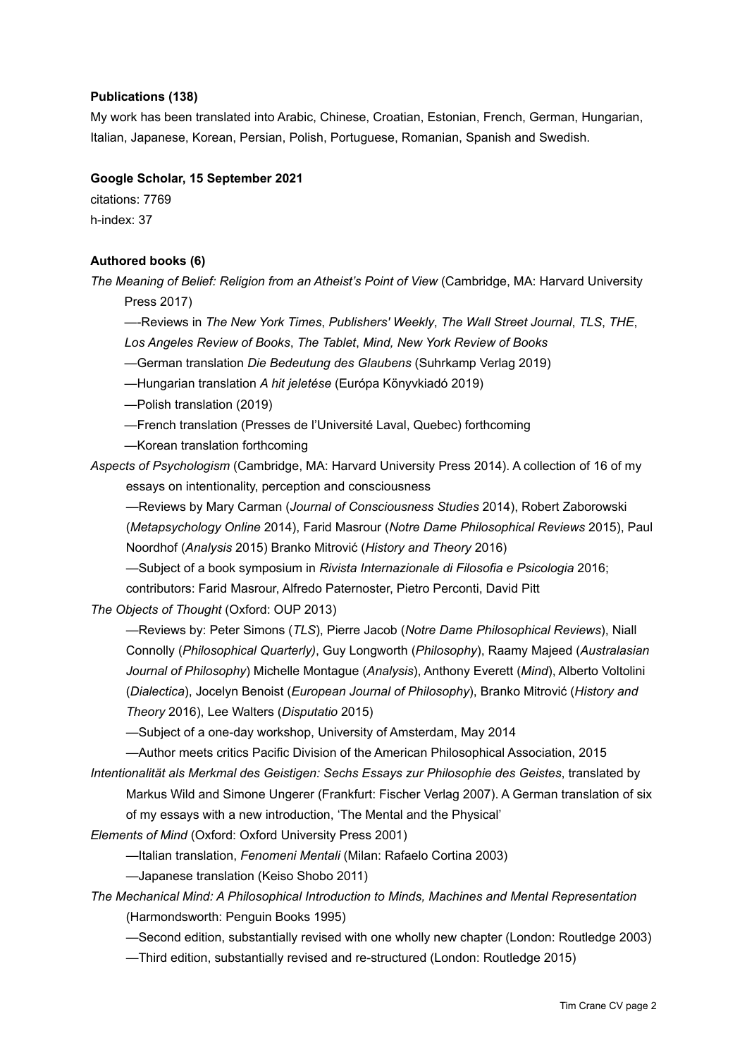**Publications (138)**

My work has been translated into Arabic, Chinese, Croatian, Estonian, French, German, Hungarian, Italian, Japanese, Korean, Persian, Polish, Portuguese, Romanian, Spanish and Swedish.

**Google Scholar, 15 September 2021**

citations: 7769

h-index: 37

**Authored books (6)**

*The Meaning of Belief: Religion from an Atheist's Point of View* (Cambridge, MA: Harvard University Press 2017)

—-Reviews in *The New York Times*, *Publishers' Weekly*, *The Wall Street Journal*, *TLS*, *THE*, *Los Angeles Review of Books*, *The Tablet*, *Mind, New York Review of Books*

—German translation *Die Bedeutung des Glaubens* (Suhrkamp Verlag 2019)

—Hungarian translation *A hit jeletése* (Európa Könyvkiadó 2019)

—Polish translation (2019)

—French translation (Presses de l'Université Laval, Quebec) forthcoming

—Korean translation forthcoming

*Aspects of Psychologism* (Cambridge, MA: Harvard University Press 2014). A collection of 16 of my essays on intentionality, perception and consciousness

—Reviews by Mary Carman (*Journal of Consciousness Studies* 2014), Robert Zaborowski (*Metapsychology Online* 2014), Farid Masrour (*Notre Dame Philosophical Reviews* 2015), Paul Noordhof (*Analysis* 2015) Branko Mitrović (*History and Theory* 2016)

—Subject of a book symposium in *Rivista Internazionale di Filosofia e Psicologia* 2016; contributors: Farid Masrour, Alfredo Paternoster, Pietro Perconti, David Pitt

*The Objects of Thought* (Oxford: OUP 2013)

—Reviews by: Peter Simons (*TLS*), Pierre Jacob (*Notre Dame Philosophical Reviews*), Niall Connolly (*Philosophical Quarterly)*, Guy Longworth (*Philosophy*), Raamy Majeed (*Australasian Journal of Philosophy*) Michelle Montague (*Analysis*), Anthony Everett (*Mind*), Alberto Voltolini (*Dialectica*), Jocelyn Benoist (*European Journal of Philosophy*), Branko Mitrović (*History and Theory* 2016), Lee Walters (*Disputatio* 2015)

—Subject of a one-day workshop, University of Amsterdam, May 2014

—Author meets critics Pacific Division of the American Philosophical Association, 2015

*Intentionalität als Merkmal des Geistigen: Sechs Essays zur Philosophie des Geistes*, translated by Markus Wild and Simone Ungerer (Frankfurt: Fischer Verlag 2007). A German translation of six of my essays with a new introduction, 'The Mental and the Physical'

*Elements of Mind* (Oxford: Oxford University Press 2001)

—Italian translation, *Fenomeni Mentali* (Milan: Rafaelo Cortina 2003)

—Japanese translation (Keiso Shobo 2011)

*The Mechanical Mind: A Philosophical Introduction to Minds, Machines and Mental Representation* (Harmondsworth: Penguin Books 1995)

—Second edition, substantially revised with one wholly new chapter (London: Routledge 2003)

—Third edition, substantially revised and re-structured (London: Routledge 2015)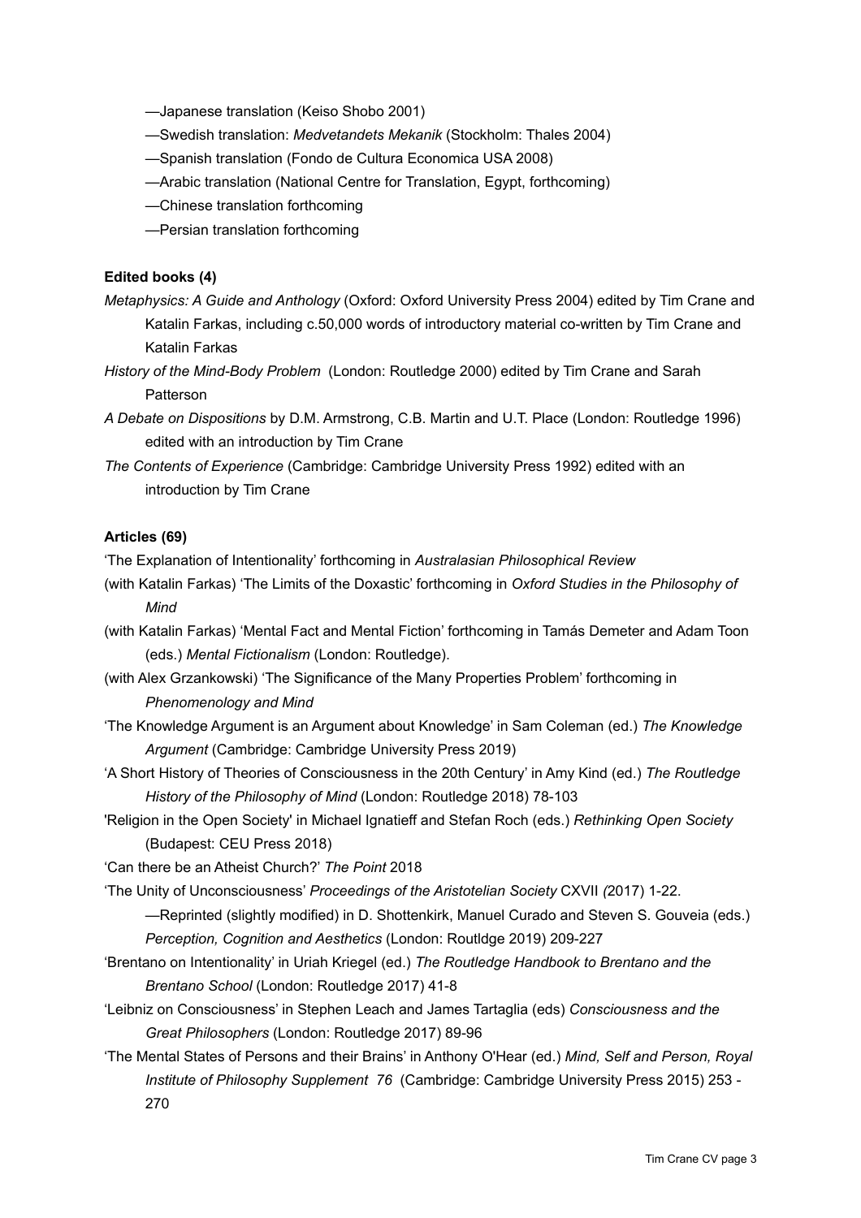—Japanese translation (Keiso Shobo 2001)

—Swedish translation: *Medvetandets Mekanik* (Stockholm: Thales 2004)

—Spanish translation (Fondo de Cultura Economica USA 2008)

—Arabic translation (National Centre for Translation, Egypt, forthcoming)

—Chinese translation forthcoming

—Persian translation forthcoming

**Edited books (4)**

*Metaphysics: A Guide and Anthology* (Oxford: Oxford University Press 2004) edited by Tim Crane and Katalin Farkas, including c.50,000 words of introductory material co-written by Tim Crane and Katalin Farkas

*History of the Mind-Body Problem* (London: Routledge 2000) edited by Tim Crane and Sarah Patterson

*A Debate on Dispositions* by D.M. Armstrong, C.B. Martin and U.T. Place (London: Routledge 1996) edited with an introduction by Tim Crane

*The Contents of Experience* (Cambridge: Cambridge University Press 1992) edited with an introduction by Tim Crane

**Articles (69)**

'The Explanation of Intentionality' forthcoming in *Australasian Philosophical Review*

(with Katalin Farkas) 'The Limits of the Doxastic' forthcoming in *Oxford Studies in the Philosophy of Mind*

(with Katalin Farkas) 'Mental Fact and Mental Fiction' forthcoming in Tamás Demeter and Adam Toon (eds.) *Mental Fictionalism* (London: Routledge).

(with Alex Grzankowski) 'The Significance of the Many Properties Problem' forthcoming in *Phenomenology and Mind*

'The Knowledge Argument is an Argument about Knowledge' in Sam Coleman (ed.) *The Knowledge Argument* (Cambridge: Cambridge University Press 2019)

'A Short History of Theories of Consciousness in the 20th Century' in Amy Kind (ed.) *The Routledge History of the Philosophy of Mind* (London: Routledge 2018) 78-103

'Religion in the Open Society' in Michael Ignatieff and Stefan Roch (eds.) *Rethinking Open Society* (Budapest: CEU Press 2018)

'Can there be an Atheist Church?' *The Point* 2018

'The Unity of Unconsciousness' *Proceedings of the Aristotelian Society* CXVII *(*2017) 1-22.

—Reprinted (slightly modified) in D. Shottenkirk, Manuel Curado and Steven S. Gouveia (eds.) *Perception, Cognition and Aesthetics* (London: Routldge 2019) 209-227

'Brentano on Intentionality' in Uriah Kriegel (ed.) *The Routledge Handbook to Brentano and the Brentano School* (London: Routledge 2017) 41-8

'Leibniz on Consciousness' in Stephen Leach and James Tartaglia (eds) *Consciousness and the Great Philosophers* (London: Routledge 2017) 89-96

'The Mental States of Persons and their Brains' in Anthony O'Hear (ed.) *Mind, Self and Person, Royal Institute of Philosophy Supplement 76* (Cambridge: Cambridge University Press 2015) 253 - 270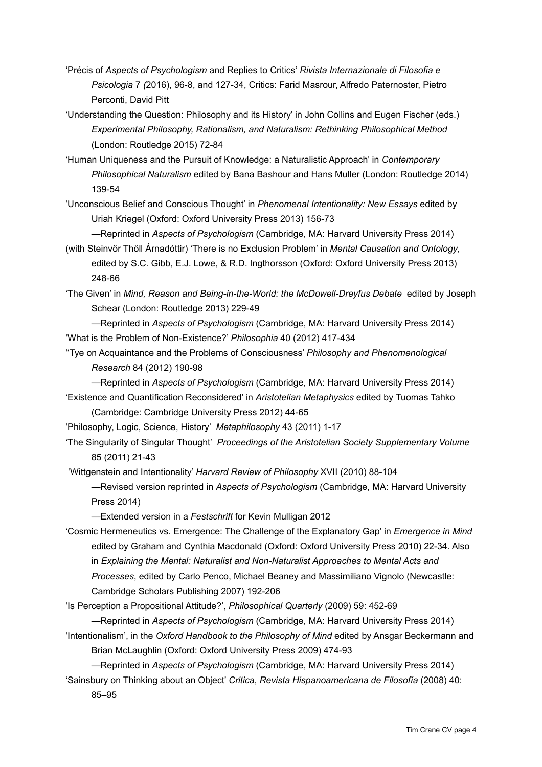'Précis of *Aspects of Psychologism* and Replies to Critics' *Rivista Internazionale di Filosofia e Psicologia* 7 *(*2016), 96-8, and 127-34, Critics: Farid Masrour, Alfredo Paternoster, Pietro Perconti, David Pitt

'Understanding the Question: Philosophy and its History' in John Collins and Eugen Fischer (eds.) *Experimental Philosophy, Rationalism, and Naturalism: Rethinking Philosophical Method* (London: Routledge 2015) 72-84

'Human Uniqueness and the Pursuit of Knowledge: a Naturalistic Approach' in *Contemporary Philosophical Naturalism* edited by Bana Bashour and Hans Muller (London: Routledge 2014) 139-54

'Unconscious Belief and Conscious Thought' in *Phenomenal Intentionality: New Essays* edited by Uriah Kriegel (Oxford: Oxford University Press 2013) 156-73

—Reprinted in *Aspects of Psychologism* (Cambridge, MA: Harvard University Press 2014)

(with Steinvör Thöll Árnadóttir) 'There is no Exclusion Problem' in *Mental Causation and Ontology*, edited by S.C. Gibb, E.J. Lowe, & R.D. Ingthorsson (Oxford: Oxford University Press 2013) 248-66

'The Given' in *Mind, Reason and Being-in-the-World: the McDowell-Dreyfus Debate* edited by Joseph Schear (London: Routledge 2013) 229-49

—Reprinted in *Aspects of Psychologism* (Cambridge, MA: Harvard University Press 2014)

'What is the Problem of Non-Existence?' *Philosophia* 40 (2012) 417-434

''Tye on Acquaintance and the Problems of Consciousness' *Philosophy and Phenomenological Research* 84 (2012) 190-98

—Reprinted in *Aspects of Psychologism* (Cambridge, MA: Harvard University Press 2014)

'Existence and Quantification Reconsidered' in *Aristotelian Metaphysics* edited by Tuomas Tahko (Cambridge: Cambridge University Press 2012) 44-65

'Philosophy, Logic, Science, History' *Metaphilosophy* 43 (2011) 1-17

'The Singularity of Singular Thought' *Proceedings of the Aristotelian Society Supplementary Volume* 85 (2011) 21-43

'Wittgenstein and Intentionality' *Harvard Review of Philosophy* XVII (2010) 88-104

—Revised version reprinted in *Aspects of Psychologism* (Cambridge, MA: Harvard University Press 2014)

—Extended version in a *Festschrift* for Kevin Mulligan 2012

'Cosmic Hermeneutics vs. Emergence: The Challenge of the Explanatory Gap' in *Emergence in Mind* edited by Graham and Cynthia Macdonald (Oxford: Oxford University Press 2010) 22-34. Also in *Explaining the Mental: Naturalist and Non-Naturalist Approaches to Mental Acts and Processes*, edited by Carlo Penco, Michael Beaney and Massimiliano Vignolo (Newcastle: Cambridge Scholars Publishing 2007) 192-206

'Is Perception a Propositional Attitude?', *Philosophical Quarterly* (2009) 59: 452-69

—Reprinted in *Aspects of Psychologism* (Cambridge, MA: Harvard University Press 2014)

'Intentionalism', in the *Oxford Handbook to the Philosophy of Mind* edited by Ansgar Beckermann and Brian McLaughlin (Oxford: Oxford University Press 2009) 474-93

—Reprinted in *Aspects of Psychologism* (Cambridge, MA: Harvard University Press 2014)

'Sainsbury on Thinking about an Object' *Critica*, *Revista Hispanoamericana de Filosofía* (2008) 40: 85–95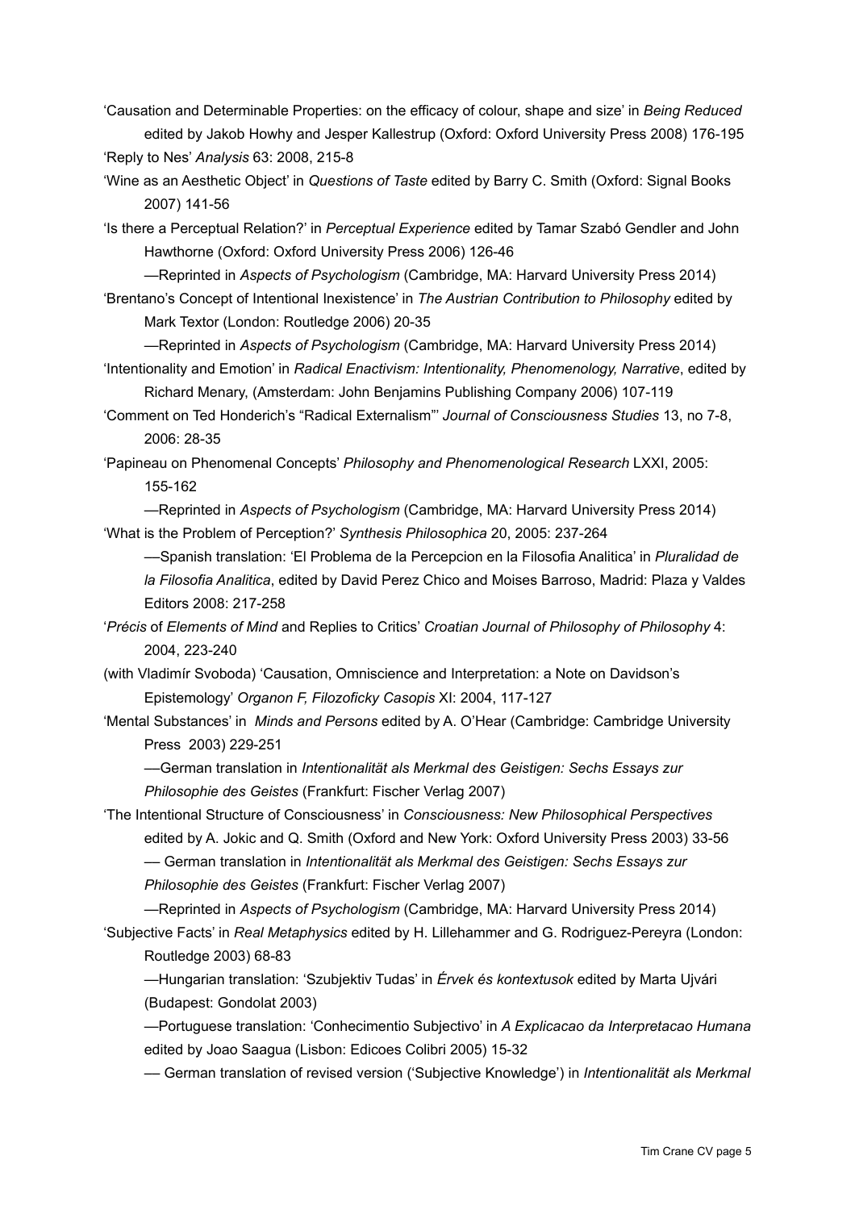'Causation and Determinable Properties: on the efficacy of colour, shape and size' in *Being Reduced* edited by Jakob Howhy and Jesper Kallestrup (Oxford: Oxford University Press 2008) 176-195

'Reply to Nes' *Analysis* 63: 2008, 215-8

'Wine as an Aesthetic Object' in *Questions of Taste* edited by Barry C. Smith (Oxford: Signal Books 2007) 141-56

'Is there a Perceptual Relation?' in *Perceptual Experience* edited by Tamar Szabó Gendler and John Hawthorne (Oxford: Oxford University Press 2006) 126-46

—Reprinted in *Aspects of Psychologism* (Cambridge, MA: Harvard University Press 2014)

'Brentano's Concept of Intentional Inexistence' in *The Austrian Contribution to Philosophy* edited by Mark Textor (London: Routledge 2006) 20-35

—Reprinted in *Aspects of Psychologism* (Cambridge, MA: Harvard University Press 2014)

'Intentionality and Emotion' in *Radical Enactivism: Intentionality, Phenomenology, Narrative*, edited by Richard Menary, (Amsterdam: John Benjamins Publishing Company 2006) 107-119

'Comment on Ted Honderich's "Radical Externalism"' *Journal of Consciousness Studies* 13, no 7-8, 2006: 28-35

'Papineau on Phenomenal Concepts' *Philosophy and Phenomenological Research* LXXI, 2005: 155-162

—Reprinted in *Aspects of Psychologism* (Cambridge, MA: Harvard University Press 2014)

'What is the Problem of Perception?' *Synthesis Philosophica* 20, 2005: 237-264

—Spanish translation: 'El Problema de la Percepcion en la Filosofia Analitica' in *Pluralidad de la Filosofia Analitica*, edited by David Perez Chico and Moises Barroso, Madrid: Plaza y Valdes Editors 2008: 217-258

'*Précis* of *Elements of Mind* and Replies to Critics' *Croatian Journal of Philosophy of Philosophy* 4: 2004, 223-240

(with Vladimír Svoboda) 'Causation, Omniscience and Interpretation: a Note on Davidson's Epistemology' *Organon F, Filozoficky Casopis* XI: 2004, 117-127

'Mental Substances' in *Minds and Persons* edited by A. O'Hear (Cambridge: Cambridge University Press 2003) 229-251

—German translation in *Intentionalität als Merkmal des Geistigen: Sechs Essays zur Philosophie des Geistes* (Frankfurt: Fischer Verlag 2007)

'The Intentional Structure of Consciousness' in *Consciousness: New Philosophical Perspectives* edited by A. Jokic and Q. Smith (Oxford and New York: Oxford University Press 2003) 33-56

— German translation in *Intentionalität als Merkmal des Geistigen: Sechs Essays zur Philosophie des Geistes* (Frankfurt: Fischer Verlag 2007)

—Reprinted in *Aspects of Psychologism* (Cambridge, MA: Harvard University Press 2014)

'Subjective Facts' in *Real Metaphysics* edited by H. Lillehammer and G. Rodriguez-Pereyra (London: Routledge 2003) 68-83

—Hungarian translation: 'Szubjektiv Tudas' in *Érvek és kontextusok* edited by Marta Ujvári (Budapest: Gondolat 2003)

—Portuguese translation: 'Conhecimentio Subjectivo' in *A Explicacao da Interpretacao Humana* edited by Joao Saagua (Lisbon: Edicoes Colibri 2005) 15-32

— German translation of revised version ('Subjective Knowledge') in *Intentionalität als Merkmal*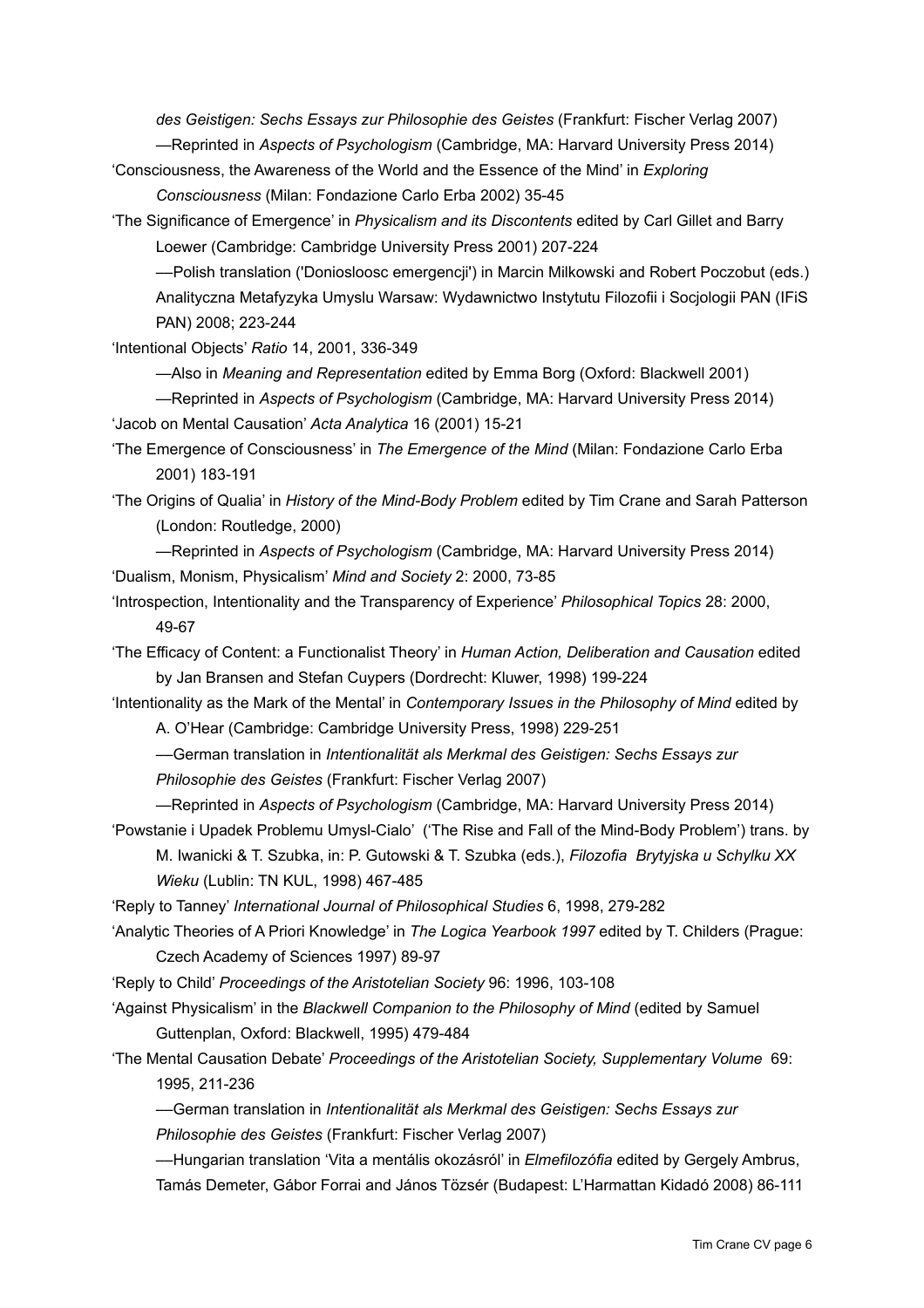*des Geistigen: Sechs Essays zur Philosophie des Geistes* (Frankfurt: Fischer Verlag 2007)

—Reprinted in *Aspects of Psychologism* (Cambridge, MA: Harvard University Press 2014)

'Consciousness, the Awareness of the World and the Essence of the Mind' in *Exploring Consciousness* (Milan: Fondazione Carlo Erba 2002) 35-45

'The Significance of Emergence' in *Physicalism and its Discontents* edited by Carl Gillet and Barry Loewer (Cambridge: Cambridge University Press 2001) 207-224

—Polish translation ('Doniosloosc emergencji') in Marcin Milkowski and Robert Poczobut (eds.) Analityczna Metafyzyka Umyslu Warsaw: Wydawnictwo Instytutu Filozofii i Socjologii PAN (IFiS PAN) 2008; 223-244

'Intentional Objects' *Ratio* 14, 2001, 336-349

—Also in *Meaning and Representation* edited by Emma Borg (Oxford: Blackwell 2001)

—Reprinted in *Aspects of Psychologism* (Cambridge, MA: Harvard University Press 2014)

'Jacob on Mental Causation' *Acta Analytica* 16 (2001) 15-21

'The Emergence of Consciousness' in *The Emergence of the Mind* (Milan: Fondazione Carlo Erba 2001) 183-191

'The Origins of Qualia' in *History of the Mind-Body Problem* edited by Tim Crane and Sarah Patterson (London: Routledge, 2000)

—Reprinted in *Aspects of Psychologism* (Cambridge, MA: Harvard University Press 2014)

'Dualism, Monism, Physicalism' *Mind and Society* 2: 2000, 73-85

'Introspection, Intentionality and the Transparency of Experience' *Philosophical Topics* 28: 2000, 49-67

'The Efficacy of Content: a Functionalist Theory' in *Human Action, Deliberation and Causation* edited by Jan Bransen and Stefan Cuypers (Dordrecht: Kluwer, 1998) 199-224

'Intentionality as the Mark of the Mental' in *Contemporary Issues in the Philosophy of Mind* edited by A. O'Hear (Cambridge: Cambridge University Press, 1998) 229-251

—German translation in *Intentionalität als Merkmal des Geistigen: Sechs Essays zur Philosophie des Geistes* (Frankfurt: Fischer Verlag 2007)

—Reprinted in *Aspects of Psychologism* (Cambridge, MA: Harvard University Press 2014)

'Powstanie i Upadek Problemu Umysl-Cialo' ('The Rise and Fall of the Mind-Body Problem') trans. by M. Iwanicki & T. Szubka, in: P. Gutowski & T. Szubka (eds.), *Filozofia Brytyjska u Schylku XX Wieku* (Lublin: TN KUL, 1998) 467-485

'Reply to Tanney' *International Journal of Philosophical Studies* 6, 1998, 279-282

'Analytic Theories of A Priori Knowledge' in *The Logica Yearbook 1997* edited by T. Childers (Prague: Czech Academy of Sciences 1997) 89-97

'Reply to Child' *Proceedings of the Aristotelian Society* 96: 1996, 103-108

'Against Physicalism' in the *Blackwell Companion to the Philosophy of Mind* (edited by Samuel Guttenplan, Oxford: Blackwell, 1995) 479-484

'The Mental Causation Debate' *Proceedings of the Aristotelian Society, Supplementary Volume* 69: 1995, 211-236

—German translation in *Intentionalität als Merkmal des Geistigen: Sechs Essays zur Philosophie des Geistes* (Frankfurt: Fischer Verlag 2007)

—Hungarian translation 'Vita a mentális okozásról' in *Elmefilozófia* edited by Gergely Ambrus, Tamás Demeter, Gábor Forrai and János Tözsér (Budapest: L'Harmattan Kidadó 2008) 86-111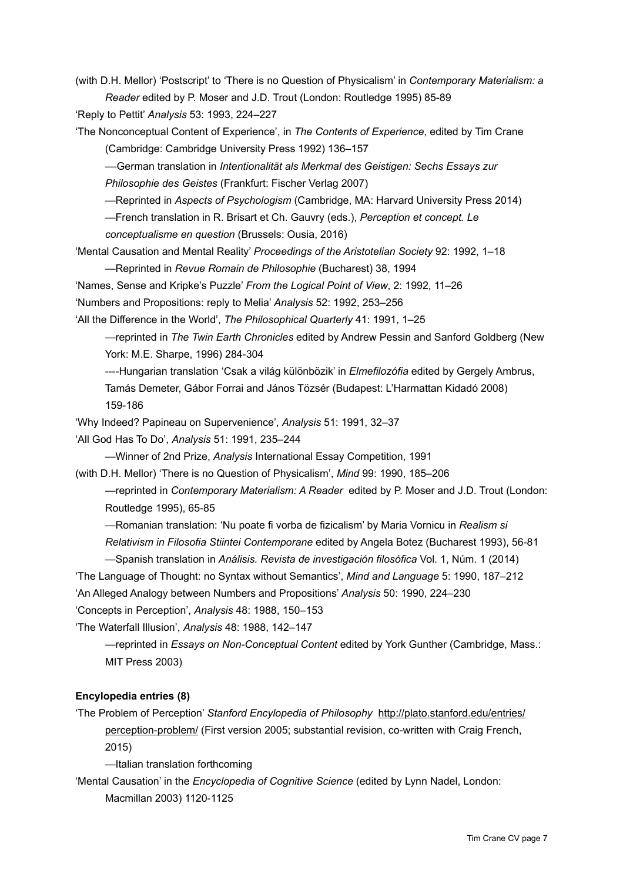(with D.H. Mellor) 'Postscript' to 'There is no Question of Physicalism' in *Contemporary Materialism: a Reader* edited by P. Moser and J.D. Trout (London: Routledge 1995) 85-89

'Reply to Pettit' *Analysis* 53: 1993, 224–227

'The Nonconceptual Content of Experience', in *The Contents of Experience*, edited by Tim Crane (Cambridge: Cambridge University Press 1992) 136–157

—German translation in *Intentionalität als Merkmal des Geistigen: Sechs Essays zur Philosophie des Geistes* (Frankfurt: Fischer Verlag 2007)

—Reprinted in *Aspects of Psychologism* (Cambridge, MA: Harvard University Press 2014)

—French translation in R. Brisart et Ch. Gauvry (eds.), *Perception et concept. Le conceptualisme en question* (Brussels: Ousia, 2016)

'Mental Causation and Mental Reality' *Proceedings of the Aristotelian Society* 92: 1992, 1–18

—Reprinted in *Revue Romain de Philosophie* (Bucharest) 38, 1994

'Names, Sense and Kripke's Puzzle' *From the Logical Point of View*, 2: 1992, 11–26

'Numbers and Propositions: reply to Melia' *Analysis* 52: 1992, 253–256

'All the Difference in the World', *The Philosophical Quarterly* 41: 1991, 1–25

—reprinted in *The Twin Earth Chronicles* edited by Andrew Pessin and Sanford Goldberg (New York: M.E. Sharpe, 1996) 284-304

----Hungarian translation 'Csak a világ különbözik' in *Elmefilozófia* edited by Gergely Ambrus, Tamás Demeter, Gábor Forrai and János Tözsér (Budapest: L'Harmattan Kidadó 2008) 159-186

'Why Indeed? Papineau on Supervenience', *Analysis* 51: 1991, 32–37

'All God Has To Do', *Analysis* 51: 1991, 235–244

—Winner of 2nd Prize, *Analysis* International Essay Competition, 1991

(with D.H. Mellor) 'There is no Question of Physicalism', *Mind* 99: 1990, 185–206

—reprinted in *Contemporary Materialism: A Reader* edited by P. Moser and J.D. Trout (London: Routledge 1995), 65-85

—Romanian translation: 'Nu poate fi vorba de fizicalism' by Maria Vornicu in *Realism si Relativism in Filosofia Stiintei Contemporane* edited by Angela Botez (Bucharest 1993), 56-81

—Spanish translation in *Análisis. Revista de investigación filosófica* Vol. 1, Núm. 1 (2014)

'The Language of Thought: no Syntax without Semantics', *Mind and Language* 5: 1990, 187–212

'An Alleged Analogy between Numbers and Propositions' *Analysis* 50: 1990, 224–230

'Concepts in Perception', *Analysis* 48: 1988, 150–153

'The Waterfall Illusion', *Analysis* 48: 1988, 142–147

—reprinted in *Essays on Non-Conceptual Content* edited by York Gunther (Cambridge, Mass.: MIT Press 2003)

**Encylopedia entries (8)**

'The Problem of Perception' *Stanford Encyclopedia of Philosophy* http://plato.stanford.edu/entries/perception-problem/ (First version 2005; substantial revision, co-written with Craig French, 2015)

—Italian translation forthcoming

'Mental Causation' in the *Encyclopedia of Cognitive Science* (edited by Lynn Nadel, London: Macmillan 2003) 1120-1125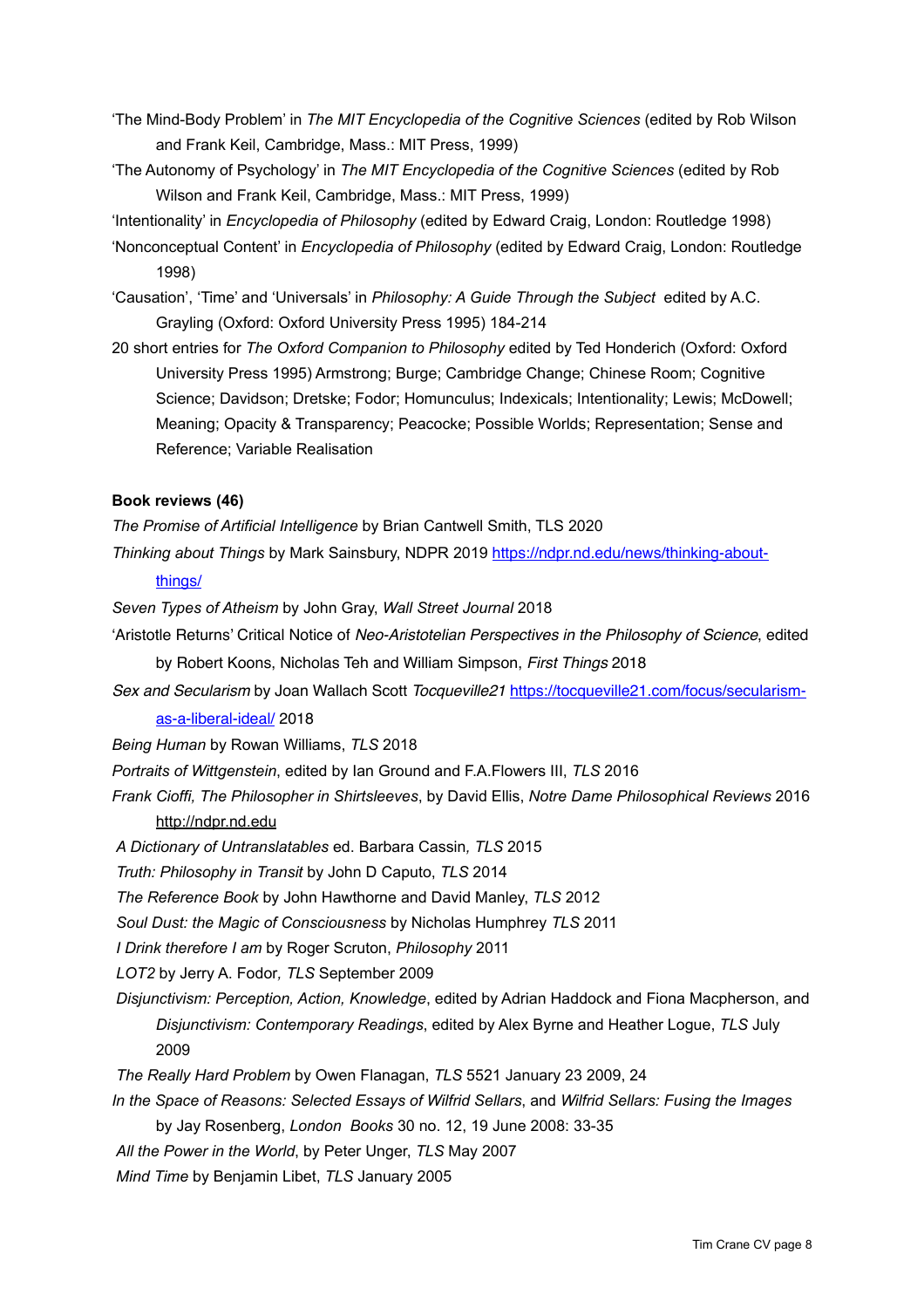'The Mind-Body Problem' in *The MIT Encyclopedia of the Cognitive Sciences* (edited by Rob Wilson and Frank Keil, Cambridge, Mass.: MIT Press, 1999)

'The Autonomy of Psychology' in *The MIT Encyclopedia of the Cognitive Sciences* (edited by Rob Wilson and Frank Keil, Cambridge, Mass.: MIT Press, 1999)

'Intentionality' in *Encyclopedia of Philosophy* (edited by Edward Craig, London: Routledge 1998)

'Nonconceptual Content' in *Encyclopedia of Philosophy* (edited by Edward Craig, London: Routledge 1998)

'Causation', 'Time' and 'Universals' in *Philosophy: A Guide Through the Subject* edited by A.C. Grayling (Oxford: Oxford University Press 1995) 184-214

20 short entries for *The Oxford Companion to Philosophy* edited by Ted Honderich (Oxford: Oxford University Press 1995) Armstrong; Burge; Cambridge Change; Chinese Room; Cognitive Science; Davidson; Dretske; Fodor; Homunculus; Indexicals; Intentionality; Lewis; McDowell; Meaning; Opacity & Transparency; Peacocke; Possible Worlds; Representation; Sense and Reference; Variable Realisation

**Book reviews (46)**

*The Promise of Artificial Intelligence* by Brian Cantwell Smith, TLS 2020

*Thinking about Things* by Mark Sainsbury, NDPR 2019 https://ndpr.nd.edu/news/thinking-about-things/

*Seven Types of Atheism* by John Gray, *Wall Street Journal* 2018

'Aristotle Returns' Critical Notice of *Neo-Aristotelian Perspectives in the Philosophy of Science*, edited by Robert Koons, Nicholas Teh and William Simpson, *First Things* 2018

*Sex and Secularism* by Joan Wallach Scott *Tocqueville21* https://tocqueville21.com/focus/secularism-as-a-liberal-ideal/ 2018

*Being Human* by Rowan Williams, *TLS* 2018

*Portraits of Wittgenstein*, edited by Ian Ground and F.A.Flowers III, *TLS* 2016

*Frank Cioffi, The Philosopher in Shirtsleeves*, by David Ellis, *Notre Dame Philosophical Reviews* 2016 http://ndpr.nd.edu

*A Dictionary of Untranslatables* ed. Barbara Cassin*, TLS* 2015

*Truth: Philosophy in Transit* by John D Caputo, *TLS* 2014

*The Reference Book* by John Hawthorne and David Manley, *TLS* 2012

*Soul Dust: the Magic of Consciousness* by Nicholas Humphrey *TLS* 2011

*I Drink therefore I am* by Roger Scruton, *Philosophy* 2011

*LOT2* by Jerry A. Fodor*, TLS* September 2009

*Disjunctivism: Perception, Action, Knowledge*, edited by Adrian Haddock and Fiona Macpherson, and *Disjunctivism: Contemporary Readings*, edited by Alex Byrne and Heather Logue, *TLS* July 2009

*The Really Hard Problem* by Owen Flanagan, *TLS* 5521 January 23 2009, 24

*In the Space of Reasons: Selected Essays of Wilfrid Sellars*, and *Wilfrid Sellars: Fusing the Images* by Jay Rosenberg, *London Books* 30 no. 12, 19 June 2008: 33-35

*All the Power in the World*, by Peter Unger, *TLS* May 2007

*Mind Time* by Benjamin Libet, *TLS* January 2005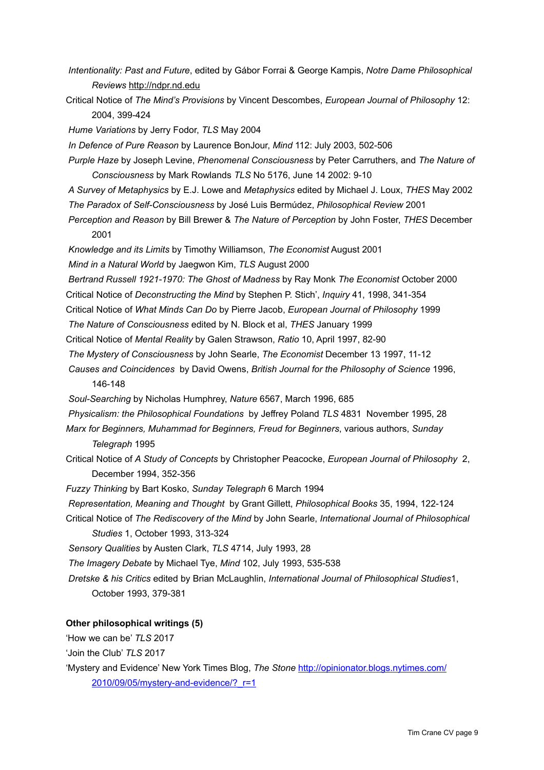*Intentionality: Past and Future*, edited by Gábor Forrai & George Kampis, *Notre Dame Philosophical Reviews* http://ndpr.nd.edu

Critical Notice of *The Mind's Provisions* by Vincent Descombes, *European Journal of Philosophy* 12: 2004, 399-424

*Hume Variations* by Jerry Fodor, *TLS* May 2004

*In Defence of Pure Reason* by Laurence BonJour, *Mind* 112: July 2003, 502-506

*Purple Haze* by Joseph Levine, *Phenomenal Consciousness* by Peter Carruthers, and *The Nature of Consciousness* by Mark Rowlands *TLS* No 5176, June 14 2002: 9-10

*A Survey of Metaphysics* by E.J. Lowe and *Metaphysics* edited by Michael J. Loux, *THES* May 2002

*The Paradox of Self-Consciousness* by José Luis Bermúdez, *Philosophical Review* 2001

*Perception and Reason* by Bill Brewer & *The Nature of Perception* by John Foster, *THES* December 2001

*Knowledge and its Limits* by Timothy Williamson, *The Economist* August 2001

*Mind in a Natural World* by Jaegwon Kim, *TLS* August 2000

*Bertrand Russell 1921-1970: The Ghost of Madness* by Ray Monk *The Economist* October 2000

Critical Notice of *Deconstructing the Mind* by Stephen P. Stich', *Inquiry* 41, 1998, 341-354

Critical Notice of *What Minds Can Do* by Pierre Jacob, *European Journal of Philosophy* 1999

*The Nature of Consciousness* edited by N. Block et al, *THES* January 1999

Critical Notice of *Mental Reality* by Galen Strawson, *Ratio* 10, April 1997, 82-90

*The Mystery of Consciousness* by John Searle, *The Economist* December 13 1997, 11-12

*Causes and Coincidences* by David Owens, *British Journal for the Philosophy of Science* 1996, 146-148

*Soul-Searching* by Nicholas Humphrey, *Nature* 6567, March 1996, 685

*Physicalism: the Philosophical Foundations* by Jeffrey Poland *TLS* 4831 November 1995, 28

*Marx for Beginners, Muhammad for Beginners, Freud for Beginners*, various authors, *Sunday Telegraph* 1995

Critical Notice of *A Study of Concepts* by Christopher Peacocke, *European Journal of Philosophy* 2, December 1994, 352-356

*Fuzzy Thinking* by Bart Kosko, *Sunday Telegraph* 6 March 1994

*Representation, Meaning and Thought* by Grant Gillett, *Philosophical Books* 35, 1994, 122-124

Critical Notice of *The Rediscovery of the Mind* by John Searle, *International Journal of Philosophical Studies* 1, October 1993, 313-324

*Sensory Qualities* by Austen Clark, *TLS* 4714, July 1993, 28

*The Imagery Debate* by Michael Tye, *Mind* 102, July 1993, 535-538

*Dretske & his Critics* edited by Brian McLaughlin, *International Journal of Philosophical Studies*1, October 1993, 379-381

**Other philosophical writings (5)**

'How we can be' *TLS* 2017

'Join the Club' *TLS* 2017

'Mystery and Evidence' New York Times Blog, *The Stone* http://opinionator.blogs.nytimes.com/2010/09/05/mystery-and-evidence/?_r=1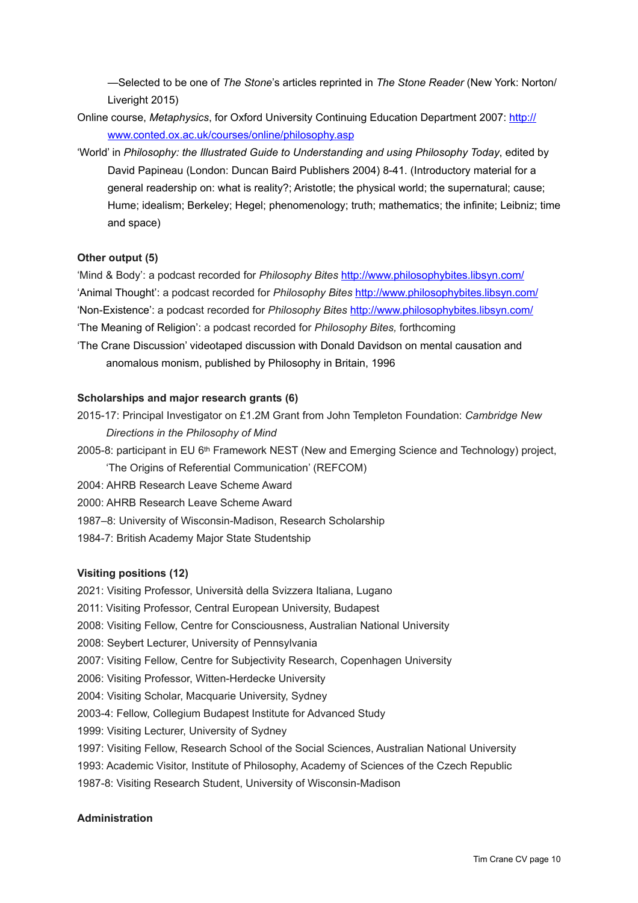—Selected to be one of *The Stone*'s articles reprinted in *The Stone Reader* (New York: Norton/ Liveright 2015)

Online course, *Metaphysics*, for Oxford University Continuing Education Department 2007: http://www.conted.ox.ac.uk/courses/online/philosophy.asp

'World' in *Philosophy: the Illustrated Guide to Understanding and using Philosophy Today*, edited by David Papineau (London: Duncan Baird Publishers 2004) 8-41. (Introductory material for a general readership on: what is reality?; Aristotle; the physical world; the supernatural; cause; Hume; idealism; Berkeley; Hegel; phenomenology; truth; mathematics; the infinite; Leibniz; time and space)

**Other output (5)**

'Mind & Body': a podcast recorded for *Philosophy Bites* http://www.philosophybites.libsyn.com/

'Animal Thought': a podcast recorded for *Philosophy Bites* http://www.philosophybites.libsyn.com/

'Non-Existence': a podcast recorded for *Philosophy Bites* http://www.philosophybites.libsyn.com/

'The Meaning of Religion': a podcast recorded for *Philosophy Bites,* forthcoming

'The Crane Discussion' videotaped discussion with Donald Davidson on mental causation and anomalous monism, published by Philosophy in Britain, 1996

**Scholarships and major research grants (6)**

2015-17: Principal Investigator on £1.2M Grant from John Templeton Foundation: *Cambridge New Directions in the Philosophy of Mind*

2005-8: participant in EU 6th Framework NEST (New and Emerging Science and Technology) project, 'The Origins of Referential Communication' (REFCOM)

2004: AHRB Research Leave Scheme Award

2000: AHRB Research Leave Scheme Award

1987–8: University of Wisconsin-Madison, Research Scholarship

1984-7: British Academy Major State Studentship

**Visiting positions (12)**

2021: Visiting Professor, Università della Svizzera Italiana, Lugano

2011: Visiting Professor, Central European University, Budapest

2008: Visiting Fellow, Centre for Consciousness, Australian National University

2008: Seybert Lecturer, University of Pennsylvania

2007: Visiting Fellow, Centre for Subjectivity Research, Copenhagen University

2006: Visiting Professor, Witten-Herdecke University

2004: Visiting Scholar, Macquarie University, Sydney

2003-4: Fellow, Collegium Budapest Institute for Advanced Study

1999: Visiting Lecturer, University of Sydney

1997: Visiting Fellow, Research School of the Social Sciences, Australian National University

1993: Academic Visitor, Institute of Philosophy, Academy of Sciences of the Czech Republic

1987-8: Visiting Research Student, University of Wisconsin-Madison

**Administration**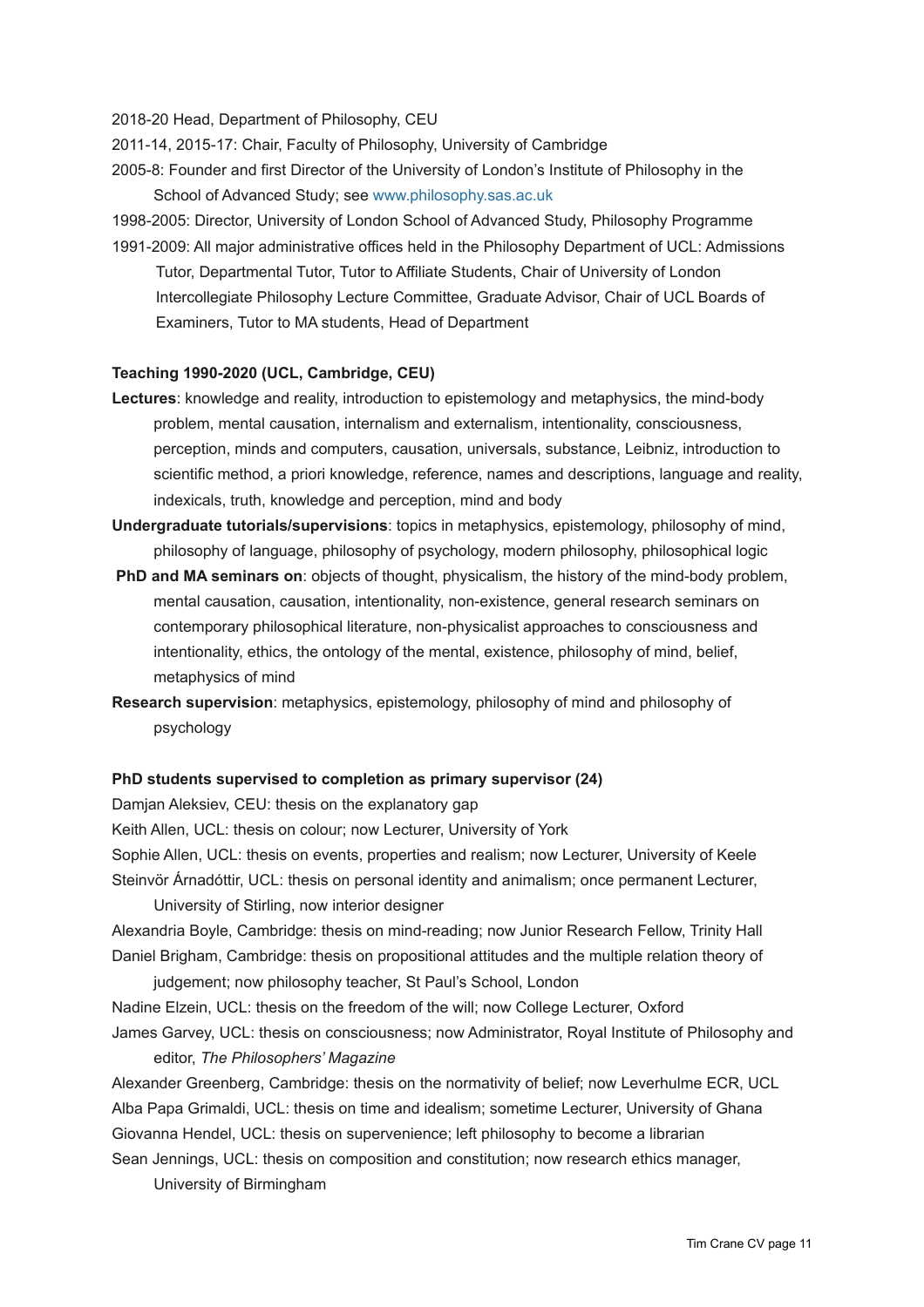2018-20 Head, Department of Philosophy, CEU

2011-14, 2015-17: Chair, Faculty of Philosophy, University of Cambridge

2005-8: Founder and first Director of the University of London's Institute of Philosophy in the School of Advanced Study; see www.philosophy.sas.ac.uk

1998-2005: Director, University of London School of Advanced Study, Philosophy Programme

1991-2009: All major administrative offices held in the Philosophy Department of UCL: Admissions Tutor, Departmental Tutor, Tutor to Affiliate Students, Chair of University of London Intercollegiate Philosophy Lecture Committee, Graduate Advisor, Chair of UCL Boards of Examiners, Tutor to MA students, Head of Department

**Teaching 1990-2020 (UCL, Cambridge, CEU)**

**Lectures**: knowledge and reality, introduction to epistemology and metaphysics, the mind-body problem, mental causation, internalism and externalism, intentionality, consciousness, perception, minds and computers, causation, universals, substance, Leibniz, introduction to scientific method, a priori knowledge, reference, names and descriptions, language and reality, indexicals, truth, knowledge and perception, mind and body

**Undergraduate tutorials/supervisions**: topics in metaphysics, epistemology, philosophy of mind, philosophy of language, philosophy of psychology, modern philosophy, philosophical logic

**PhD and MA seminars on**: objects of thought, physicalism, the history of the mind-body problem, mental causation, causation, intentionality, non-existence, general research seminars on contemporary philosophical literature, non-physicalist approaches to consciousness and intentionality, ethics, the ontology of the mental, existence, philosophy of mind, belief, metaphysics of mind

**Research supervision**: metaphysics, epistemology, philosophy of mind and philosophy of psychology

**PhD students supervised to completion as primary supervisor (24)**

Damjan Aleksiev, CEU: thesis on the explanatory gap

Keith Allen, UCL: thesis on colour; now Lecturer, University of York

Sophie Allen, UCL: thesis on events, properties and realism; now Lecturer, University of Keele

Steinvör Árnadóttir, UCL: thesis on personal identity and animalism; once permanent Lecturer, University of Stirling, now interior designer

Alexandria Boyle, Cambridge: thesis on mind-reading; now Junior Research Fellow, Trinity Hall

Daniel Brigham, Cambridge: thesis on propositional attitudes and the multiple relation theory of judgement; now philosophy teacher, St Paul's School, London

Nadine Elzein, UCL: thesis on the freedom of the will; now College Lecturer, Oxford

James Garvey, UCL: thesis on consciousness; now Administrator, Royal Institute of Philosophy and editor, *The Philosophers' Magazine*

Alexander Greenberg, Cambridge: thesis on the normativity of belief; now Leverhulme ECR, UCL

Alba Papa Grimaldi, UCL: thesis on time and idealism; sometime Lecturer, University of Ghana

Giovanna Hendel, UCL: thesis on supervenience; left philosophy to become a librarian

Sean Jennings, UCL: thesis on composition and constitution; now research ethics manager, University of Birmingham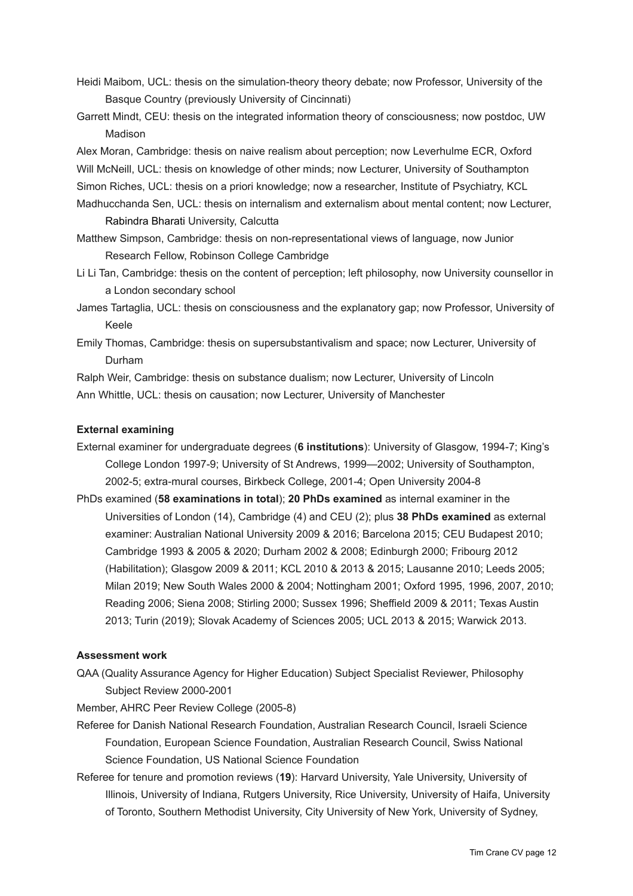Heidi Maibom, UCL: thesis on the simulation-theory theory debate; now Professor, University of the Basque Country (previously University of Cincinnati)

Garrett Mindt, CEU: thesis on the integrated information theory of consciousness; now postdoc, UW Madison

Alex Moran, Cambridge: thesis on naive realism about perception; now Leverhulme ECR, Oxford

Will McNeill, UCL: thesis on knowledge of other minds; now Lecturer, University of Southampton

Simon Riches, UCL: thesis on a priori knowledge; now a researcher, Institute of Psychiatry, KCL

Madhucchanda Sen, UCL: thesis on internalism and externalism about mental content; now Lecturer, Rabindra Bharati University, Calcutta

Matthew Simpson, Cambridge: thesis on non-representational views of language, now Junior Research Fellow, Robinson College Cambridge

Li Li Tan, Cambridge: thesis on the content of perception; left philosophy, now University counsellor in a London secondary school

James Tartaglia, UCL: thesis on consciousness and the explanatory gap; now Professor, University of Keele

Emily Thomas, Cambridge: thesis on supersubstantivalism and space; now Lecturer, University of Durham

Ralph Weir, Cambridge: thesis on substance dualism; now Lecturer, University of Lincoln

Ann Whittle, UCL: thesis on causation; now Lecturer, University of Manchester

**External examining**

External examiner for undergraduate degrees (**6 institutions**): University of Glasgow, 1994-7; King's College London 1997-9; University of St Andrews, 1999—2002; University of Southampton, 2002-5; extra-mural courses, Birkbeck College, 2001-4; Open University 2004-8

PhDs examined (**58 examinations in total**); **20 PhDs examined** as internal examiner in the Universities of London (14), Cambridge (4) and CEU (2); plus **38 PhDs examined** as external examiner: Australian National University 2009 & 2016; Barcelona 2015; CEU Budapest 2010; Cambridge 1993 & 2005 & 2020; Durham 2002 & 2008; Edinburgh 2000; Fribourg 2012 (Habilitation); Glasgow 2009 & 2011; KCL 2010 & 2013 & 2015; Lausanne 2010; Leeds 2005; Milan 2019; New South Wales 2000 & 2004; Nottingham 2001; Oxford 1995, 1996, 2007, 2010; Reading 2006; Siena 2008; Stirling 2000; Sussex 1996; Sheffield 2009 & 2011; Texas Austin 2013; Turin (2019); Slovak Academy of Sciences 2005; UCL 2013 & 2015; Warwick 2013.

**Assessment work**

QAA (Quality Assurance Agency for Higher Education) Subject Specialist Reviewer, Philosophy Subject Review 2000-2001

Member, AHRC Peer Review College (2005-8)

Referee for Danish National Research Foundation, Australian Research Council, Israeli Science Foundation, European Science Foundation, Australian Research Council, Swiss National Science Foundation, US National Science Foundation

Referee for tenure and promotion reviews (**19**): Harvard University, Yale University, University of Illinois, University of Indiana, Rutgers University, Rice University, University of Haifa, University of Toronto, Southern Methodist University, City University of New York, University of Sydney,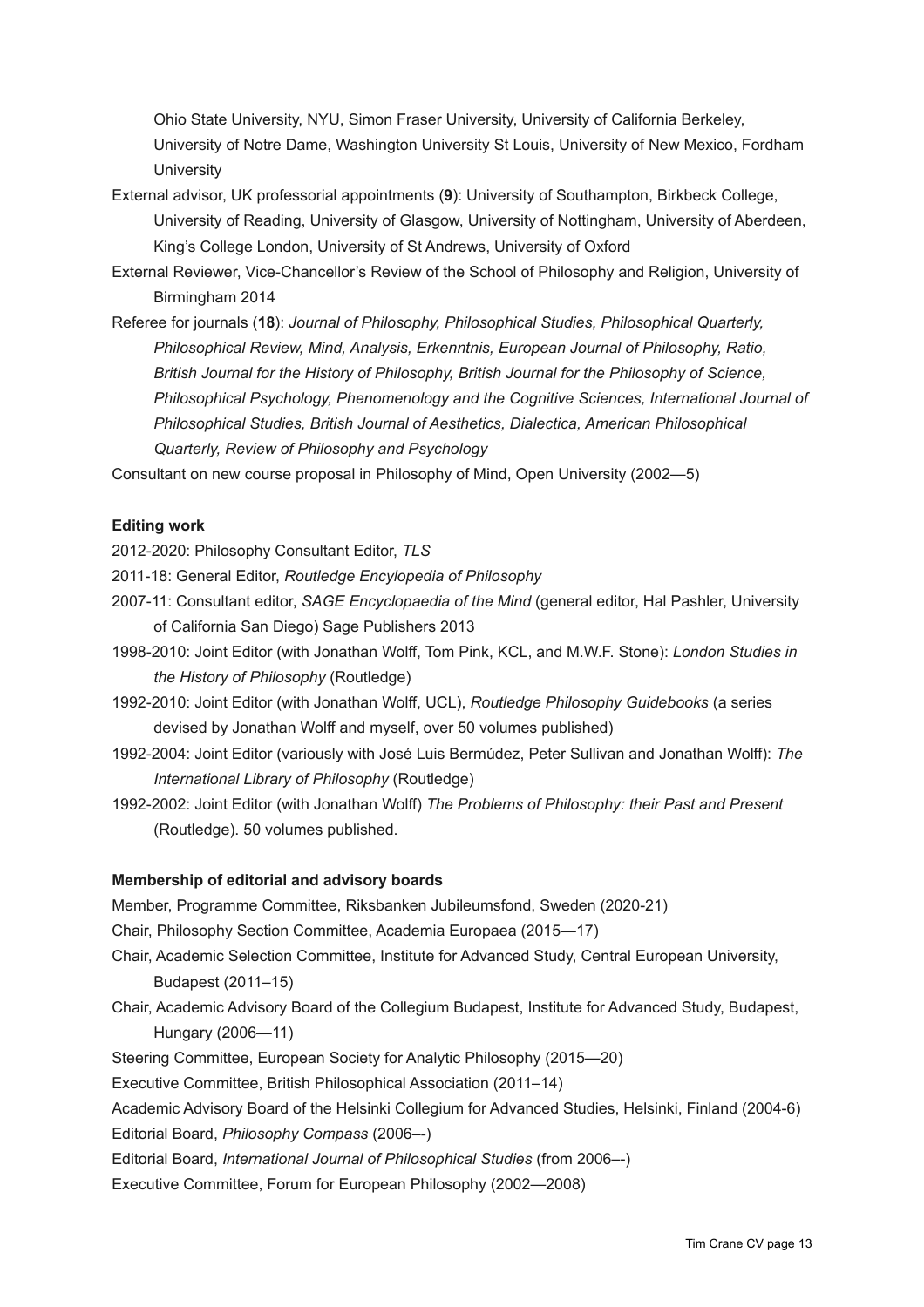Ohio State University, NYU, Simon Fraser University, University of California Berkeley, University of Notre Dame, Washington University St Louis, University of New Mexico, Fordham University

External advisor, UK professorial appointments (**9**): University of Southampton, Birkbeck College, University of Reading, University of Glasgow, University of Nottingham, University of Aberdeen, King's College London, University of St Andrews, University of Oxford

External Reviewer, Vice-Chancellor's Review of the School of Philosophy and Religion, University of Birmingham 2014

Referee for journals (**18**): *Journal of Philosophy, Philosophical Studies, Philosophical Quarterly, Philosophical Review, Mind, Analysis, Erkenntnis, European Journal of Philosophy, Ratio, British Journal for the History of Philosophy, British Journal for the Philosophy of Science, Philosophical Psychology, Phenomenology and the Cognitive Sciences, International Journal of Philosophical Studies, British Journal of Aesthetics, Dialectica, American Philosophical Quarterly, Review of Philosophy and Psychology*

Consultant on new course proposal in Philosophy of Mind, Open University (2002—5)

**Editing work**

2012-2020: Philosophy Consultant Editor, *TLS*

2011-18: General Editor, *Routledge Encylopedia of Philosophy*

2007-11: Consultant editor, *SAGE Encyclopaedia of the Mind* (general editor, Hal Pashler, University of California San Diego) Sage Publishers 2013

1998-2010: Joint Editor (with Jonathan Wolff, Tom Pink, KCL, and M.W.F. Stone): *London Studies in the History of Philosophy* (Routledge)

1992-2010: Joint Editor (with Jonathan Wolff, UCL), *Routledge Philosophy Guidebooks* (a series devised by Jonathan Wolff and myself, over 50 volumes published)

1992-2004: Joint Editor (variously with José Luis Bermúdez, Peter Sullivan and Jonathan Wolff): *The International Library of Philosophy* (Routledge)

1992-2002: Joint Editor (with Jonathan Wolff) *The Problems of Philosophy: their Past and Present* (Routledge). 50 volumes published.

**Membership of editorial and advisory boards**

Member, Programme Committee, Riksbanken Jubileumsfond, Sweden (2020-21)

Chair, Philosophy Section Committee, Academia Europaea (2015—17)

Chair, Academic Selection Committee, Institute for Advanced Study, Central European University, Budapest (2011–15)

Chair, Academic Advisory Board of the Collegium Budapest, Institute for Advanced Study, Budapest, Hungary (2006—11)

Steering Committee, European Society for Analytic Philosophy (2015—20)

Executive Committee, British Philosophical Association (2011–14)

Academic Advisory Board of the Helsinki Collegium for Advanced Studies, Helsinki, Finland (2004-6)

Editorial Board, *Philosophy Compass* (2006–-)

Editorial Board, *International Journal of Philosophical Studies* (from 2006–-)

Executive Committee, Forum for European Philosophy (2002—2008)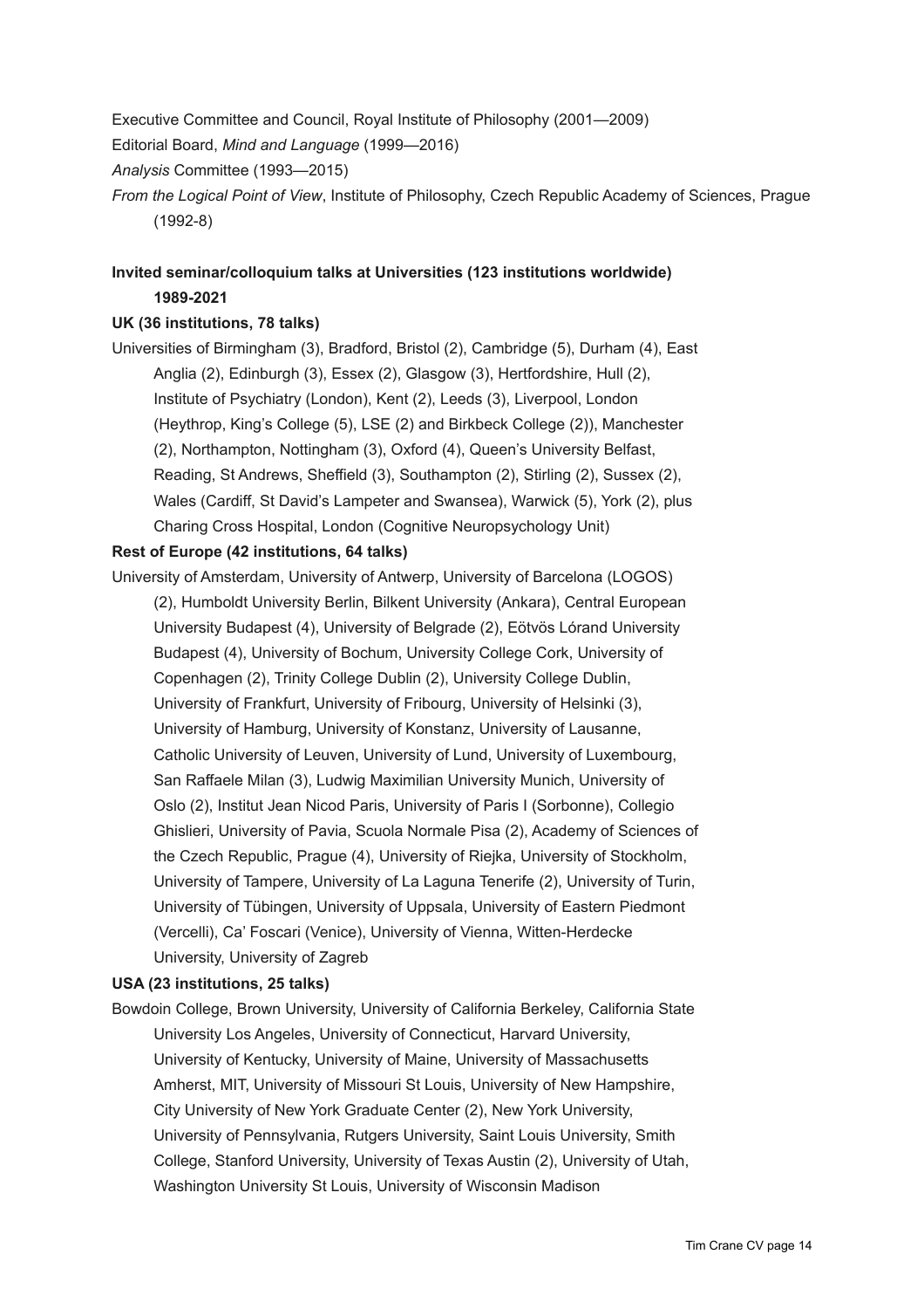Executive Committee and Council, Royal Institute of Philosophy (2001—2009)

Editorial Board, *Mind and Language* (1999—2016)

*Analysis* Committee (1993—2015)

*From the Logical Point of View*, Institute of Philosophy, Czech Republic Academy of Sciences, Prague (1992-8)

**Invited seminar/colloquium talks at Universities (123 institutions worldwide) 1989-2021**

**UK (36 institutions, 78 talks)**

Universities of Birmingham (3), Bradford, Bristol (2), Cambridge (5), Durham (4), East Anglia (2), Edinburgh (3), Essex (2), Glasgow (3), Hertfordshire, Hull (2), Institute of Psychiatry (London), Kent (2), Leeds (3), Liverpool, London (Heythrop, King's College (5), LSE (2) and Birkbeck College (2)), Manchester (2), Northampton, Nottingham (3), Oxford (4), Queen's University Belfast, Reading, St Andrews, Sheffield (3), Southampton (2), Stirling (2), Sussex (2), Wales (Cardiff, St David's Lampeter and Swansea), Warwick (5), York (2), plus Charing Cross Hospital, London (Cognitive Neuropsychology Unit)

**Rest of Europe (42 institutions, 64 talks)**

University of Amsterdam, University of Antwerp, University of Barcelona (LOGOS) (2), Humboldt University Berlin, Bilkent University (Ankara), Central European University Budapest (4), University of Belgrade (2), Eötvös Lórand University Budapest (4), University of Bochum, University College Cork, University of Copenhagen (2), Trinity College Dublin (2), University College Dublin, University of Frankfurt, University of Fribourg, University of Helsinki (3), University of Hamburg, University of Konstanz, University of Lausanne, Catholic University of Leuven, University of Lund, University of Luxembourg, San Raffaele Milan (3), Ludwig Maximilian University Munich, University of Oslo (2), Institut Jean Nicod Paris, University of Paris I (Sorbonne), Collegio Ghislieri, University of Pavia, Scuola Normale Pisa (2), Academy of Sciences of the Czech Republic, Prague (4), University of Riejka, University of Stockholm, University of Tampere, University of La Laguna Tenerife (2), University of Turin, University of Tübingen, University of Uppsala, University of Eastern Piedmont (Vercelli), Ca' Foscari (Venice), University of Vienna, Witten-Herdecke University, University of Zagreb

**USA (23 institutions, 25 talks)**

Bowdoin College, Brown University, University of California Berkeley, California State University Los Angeles, University of Connecticut, Harvard University, University of Kentucky, University of Maine, University of Massachusetts Amherst, MIT, University of Missouri St Louis, University of New Hampshire, City University of New York Graduate Center (2), New York University, University of Pennsylvania, Rutgers University, Saint Louis University, Smith College, Stanford University, University of Texas Austin (2), University of Utah, Washington University St Louis, University of Wisconsin Madison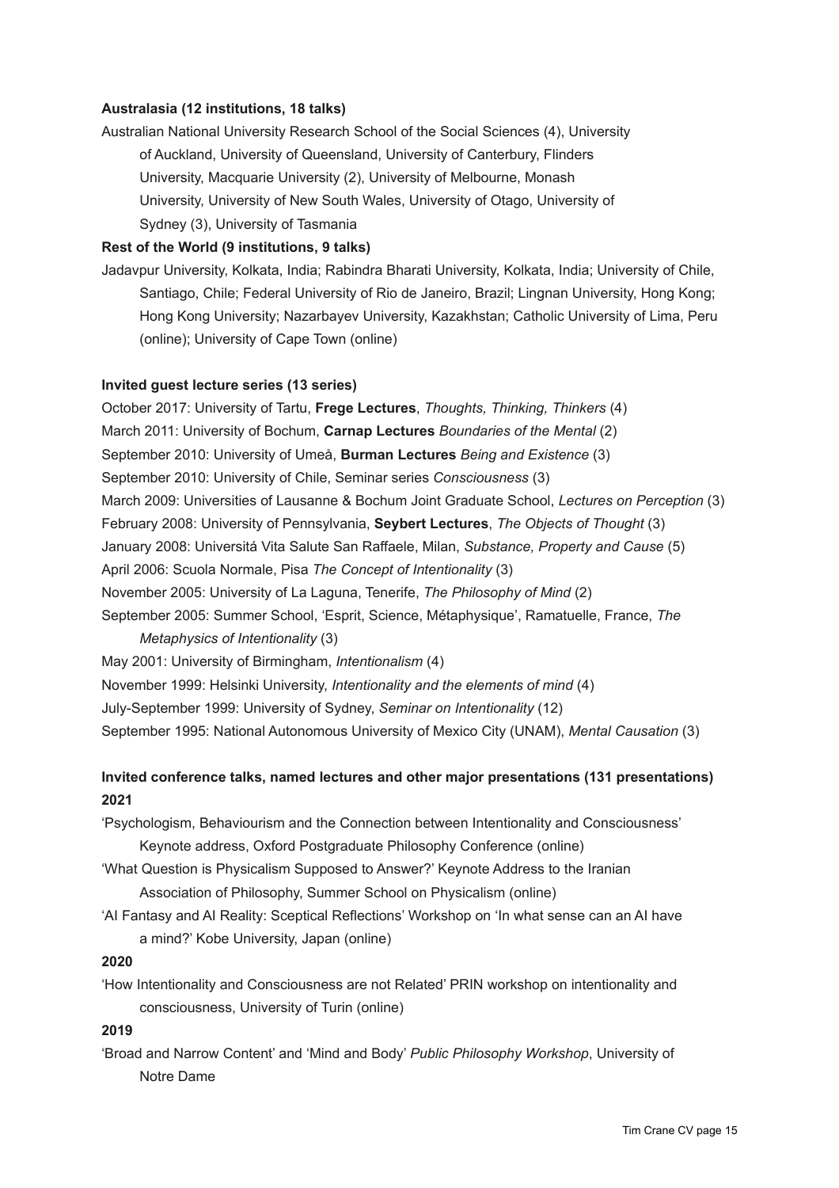**Australasia (12 institutions, 18 talks)**

Australian National University Research School of the Social Sciences (4), University of Auckland, University of Queensland, University of Canterbury, Flinders University, Macquarie University (2), University of Melbourne, Monash University, University of New South Wales, University of Otago, University of Sydney (3), University of Tasmania

**Rest of the World (9 institutions, 9 talks)**

Jadavpur University, Kolkata, India; Rabindra Bharati University, Kolkata, India; University of Chile, Santiago, Chile; Federal University of Rio de Janeiro, Brazil; Lingnan University, Hong Kong; Hong Kong University; Nazarbayev University, Kazakhstan; Catholic University of Lima, Peru (online); University of Cape Town (online)

**Invited guest lecture series (13 series)**

October 2017: University of Tartu, **Frege Lectures**, *Thoughts, Thinking, Thinkers* (4)

March 2011: University of Bochum, **Carnap Lectures** *Boundaries of the Mental* (2)

September 2010: University of Umeå, **Burman Lectures** *Being and Existence* (3)

September 2010: University of Chile, Seminar series *Consciousness* (3)

March 2009: Universities of Lausanne & Bochum Joint Graduate School, *Lectures on Perception* (3)

February 2008: University of Pennsylvania, **Seybert Lectures**, *The Objects of Thought* (3)

January 2008: Universitá Vita Salute San Raffaele, Milan, *Substance, Property and Cause* (5)

April 2006: Scuola Normale, Pisa *The Concept of Intentionality* (3)

November 2005: University of La Laguna, Tenerife, *The Philosophy of Mind* (2)

September 2005: Summer School, 'Esprit, Science, Métaphysique', Ramatuelle, France, *The Metaphysics of Intentionality* (3)

May 2001: University of Birmingham, *Intentionalism* (4)

November 1999: Helsinki University, *Intentionality and the elements of mind* (4)

July-September 1999: University of Sydney, *Seminar on Intentionality* (12)

September 1995: National Autonomous University of Mexico City (UNAM), *Mental Causation* (3)

**Invited conference talks, named lectures and other major presentations (131 presentations)**

**2021**

'Psychologism, Behaviourism and the Connection between Intentionality and Consciousness' Keynote address, Oxford Postgraduate Philosophy Conference (online)

'What Question is Physicalism Supposed to Answer?' Keynote Address to the Iranian Association of Philosophy, Summer School on Physicalism (online)

'AI Fantasy and AI Reality: Sceptical Reflections' Workshop on 'In what sense can an AI have a mind?' Kobe University, Japan (online)

**2020**

'How Intentionality and Consciousness are not Related' PRIN workshop on intentionality and consciousness, University of Turin (online)

**2019**

'Broad and Narrow Content' and 'Mind and Body' *Public Philosophy Workshop*, University of Notre Dame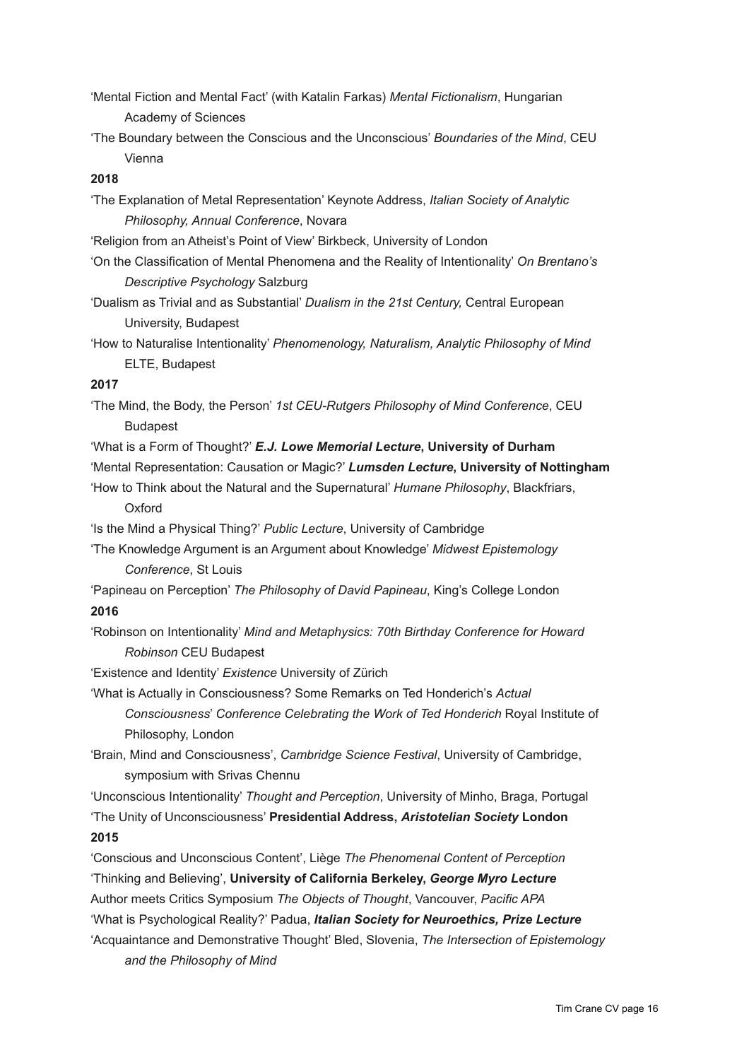'Mental Fiction and Mental Fact' (with Katalin Farkas) *Mental Fictionalism*, Hungarian Academy of Sciences

'The Boundary between the Conscious and the Unconscious' *Boundaries of the Mind*, CEU Vienna

**2018**

'The Explanation of Metal Representation' Keynote Address, *Italian Society of Analytic Philosophy, Annual Conference*, Novara

'Religion from an Atheist's Point of View' Birkbeck, University of London

'On the Classification of Mental Phenomena and the Reality of Intentionality' *On Brentano's Descriptive Psychology* Salzburg

'Dualism as Trivial and as Substantial' *Dualism in the 21st Century,* Central European University, Budapest

'How to Naturalise Intentionality' *Phenomenology, Naturalism, Analytic Philosophy of Mind* ELTE, Budapest

**2017**

'The Mind, the Body, the Person' *1st CEU-Rutgers Philosophy of Mind Conference*, CEU Budapest

'What is a Form of Thought?' ***E.J. Lowe Memorial Lecture*, University of Durham**

'Mental Representation: Causation or Magic?' ***Lumsden Lecture*, University of Nottingham**

'How to Think about the Natural and the Supernatural' *Humane Philosophy*, Blackfriars, Oxford

'Is the Mind a Physical Thing?' *Public Lecture*, University of Cambridge

'The Knowledge Argument is an Argument about Knowledge' *Midwest Epistemology Conference*, St Louis

'Papineau on Perception' *The Philosophy of David Papineau*, King's College London

**2016**

'Robinson on Intentionality' *Mind and Metaphysics: 70th Birthday Conference for Howard Robinson* CEU Budapest

'Existence and Identity' *Existence* University of Zürich

'What is Actually in Consciousness? Some Remarks on Ted Honderich's *Actual Consciousness*' *Conference Celebrating the Work of Ted Honderich* Royal Institute of Philosophy, London

'Brain, Mind and Consciousness', *Cambridge Science Festival*, University of Cambridge, symposium with Srivas Chennu

'Unconscious Intentionality' *Thought and Perception*, University of Minho, Braga, Portugal

'The Unity of Unconsciousness' **Presidential Address, *Aristotelian Society* London**

**2015**

'Conscious and Unconscious Content', Liège *The Phenomenal Content of Perception*

'Thinking and Believing', **University of California Berkeley, *George Myro Lecture***

Author meets Critics Symposium *The Objects of Thought*, Vancouver, *Pacific APA*

'What is Psychological Reality?' Padua, ***Italian Society for Neuroethics, Prize Lecture***

'Acquaintance and Demonstrative Thought' Bled, Slovenia, *The Intersection of Epistemology and the Philosophy of Mind*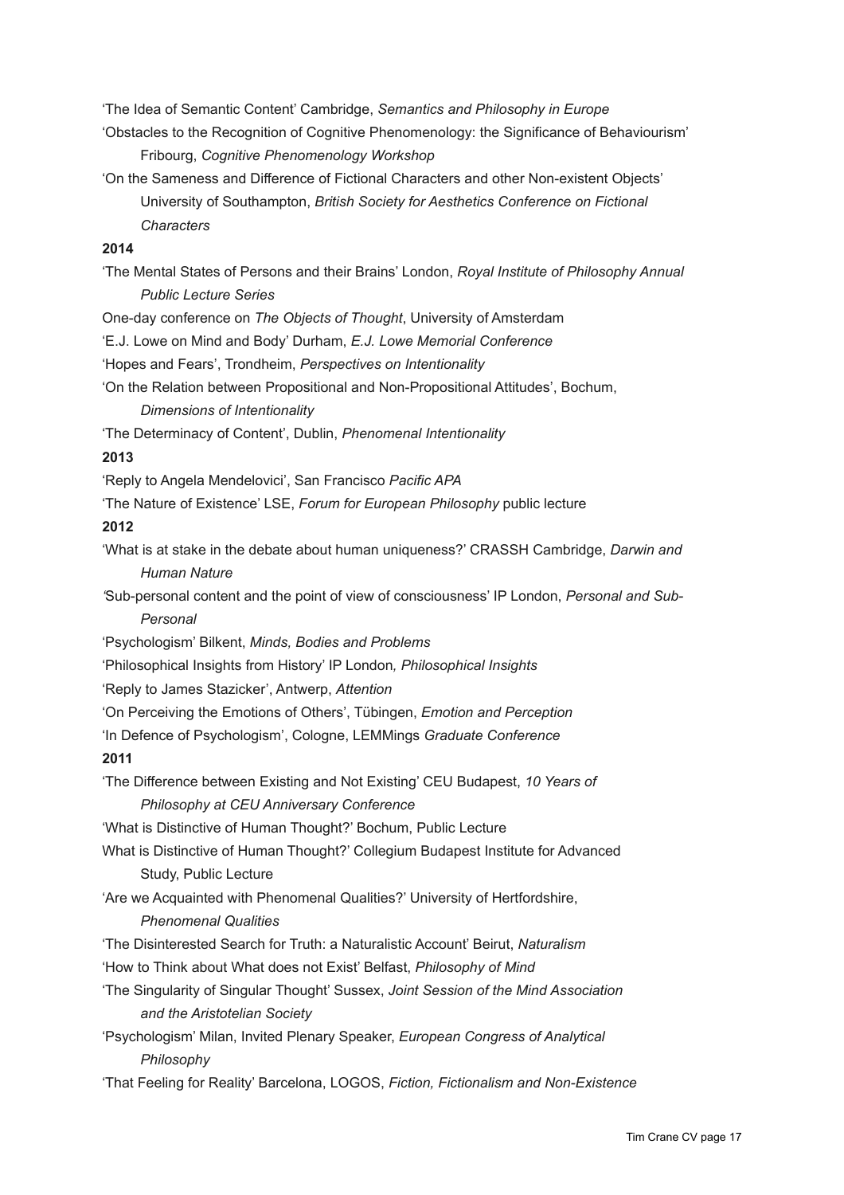‘The Idea of Semantic Content’ Cambridge, *Semantics and Philosophy in Europe*

‘Obstacles to the Recognition of Cognitive Phenomenology: the Significance of Behaviourism’ Fribourg, *Cognitive Phenomenology Workshop*

‘On the Sameness and Difference of Fictional Characters and other Non-existent Objects’ University of Southampton, *British Society for Aesthetics Conference on Fictional Characters*

**2014**

‘The Mental States of Persons and their Brains’ London, *Royal Institute of Philosophy Annual Public Lecture Series*

One-day conference on *The Objects of Thought*, University of Amsterdam

‘E.J. Lowe on Mind and Body’ Durham, *E.J. Lowe Memorial Conference*

‘Hopes and Fears’, Trondheim, *Perspectives on Intentionality*

‘On the Relation between Propositional and Non-Propositional Attitudes’, Bochum, *Dimensions of Intentionality*

‘The Determinacy of Content’, Dublin, *Phenomenal Intentionality*

**2013**

‘Reply to Angela Mendelovici’, San Francisco *Pacific APA*

‘The Nature of Existence’ LSE, *Forum for European Philosophy* public lecture

**2012**

‘What is at stake in the debate about human uniqueness?’ CRASSH Cambridge, *Darwin and Human Nature*

‘Sub-personal content and the point of view of consciousness’ IP London, *Personal and Sub-Personal*

‘Psychologism’ Bilkent, *Minds, Bodies and Problems*

‘Philosophical Insights from History’ IP London*, Philosophical Insights*

‘Reply to James Stazicker’, Antwerp, *Attention*

‘On Perceiving the Emotions of Others’, Tübingen, *Emotion and Perception*

‘In Defence of Psychologism’, Cologne, LEMMings *Graduate Conference*

**2011**

‘The Difference between Existing and Not Existing’ CEU Budapest, *10 Years of Philosophy at CEU Anniversary Conference*

‘What is Distinctive of Human Thought?’ Bochum, Public Lecture

What is Distinctive of Human Thought?’ Collegium Budapest Institute for Advanced Study, Public Lecture

‘Are we Acquainted with Phenomenal Qualities?’ University of Hertfordshire, *Phenomenal Qualities*

‘The Disinterested Search for Truth: a Naturalistic Account’ Beirut, *Naturalism*

‘How to Think about What does not Exist’ Belfast, *Philosophy of Mind*

‘The Singularity of Singular Thought’ Sussex, *Joint Session of the Mind Association and the Aristotelian Society*

‘Psychologism’ Milan, Invited Plenary Speaker, *European Congress of Analytical Philosophy*

‘That Feeling for Reality’ Barcelona, LOGOS, *Fiction, Fictionalism and Non-Existence*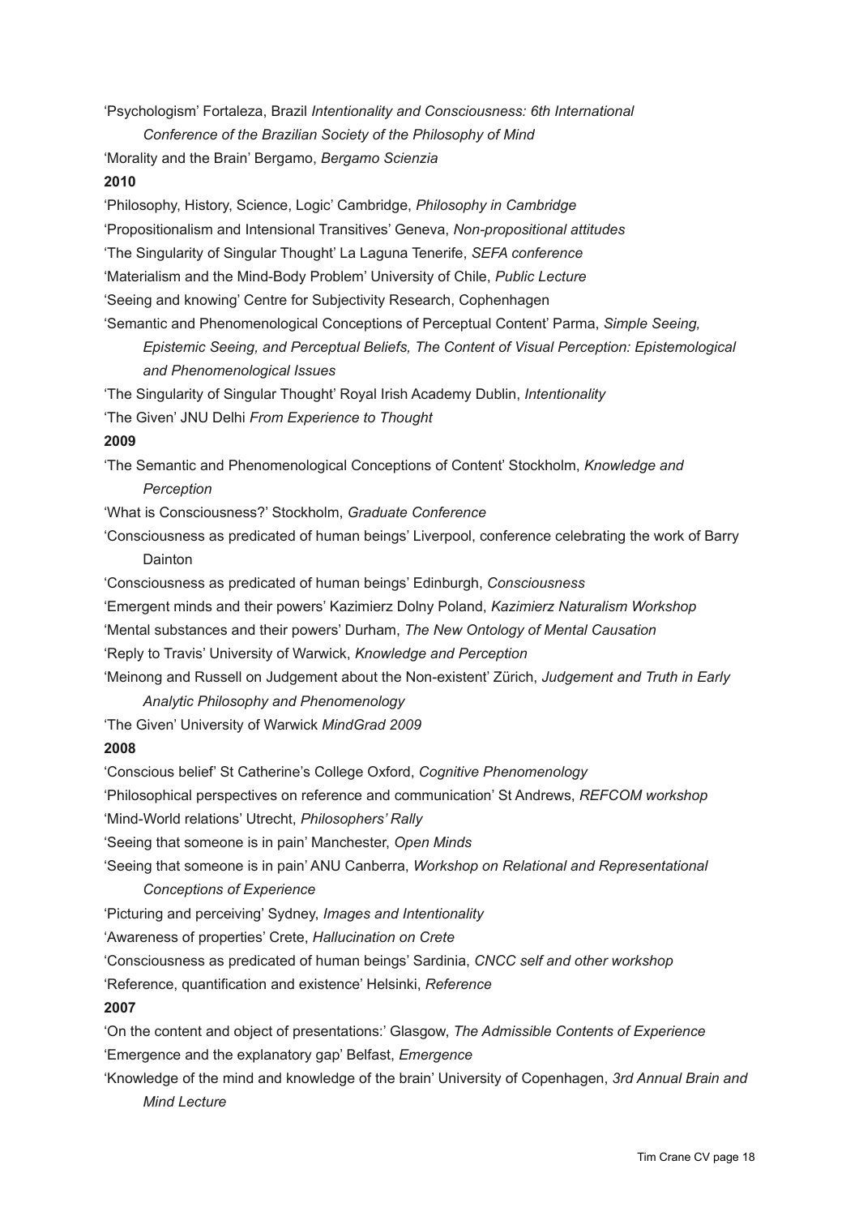'Psychologism' Fortaleza, Brazil *Intentionality and Consciousness: 6th International Conference of the Brazilian Society of the Philosophy of Mind*

'Morality and the Brain' Bergamo, *Bergamo Scienzia*

**2010**

'Philosophy, History, Science, Logic' Cambridge, *Philosophy in Cambridge*

'Propositionalism and Intensional Transitives' Geneva, *Non-propositional attitudes*

'The Singularity of Singular Thought' La Laguna Tenerife, *SEFA conference*

'Materialism and the Mind-Body Problem' University of Chile, *Public Lecture*

'Seeing and knowing' Centre for Subjectivity Research, Cophenhagen

'Semantic and Phenomenological Conceptions of Perceptual Content' Parma, *Simple Seeing, Epistemic Seeing, and Perceptual Beliefs, The Content of Visual Perception: Epistemological and Phenomenological Issues*

'The Singularity of Singular Thought' Royal Irish Academy Dublin, *Intentionality*

'The Given' JNU Delhi *From Experience to Thought*

**2009**

'The Semantic and Phenomenological Conceptions of Content' Stockholm, *Knowledge and Perception*

'What is Consciousness?' Stockholm, *Graduate Conference*

'Consciousness as predicated of human beings' Liverpool, conference celebrating the work of Barry Dainton

'Consciousness as predicated of human beings' Edinburgh, *Consciousness*

'Emergent minds and their powers' Kazimierz Dolny Poland, *Kazimierz Naturalism Workshop*

'Mental substances and their powers' Durham, *The New Ontology of Mental Causation*

'Reply to Travis' University of Warwick, *Knowledge and Perception*

'Meinong and Russell on Judgement about the Non-existent' Zürich, *Judgement and Truth in Early Analytic Philosophy and Phenomenology*

'The Given' University of Warwick *MindGrad 2009*

**2008**

'Conscious belief' St Catherine's College Oxford, *Cognitive Phenomenology*

'Philosophical perspectives on reference and communication' St Andrews, *REFCOM workshop*

'Mind-World relations' Utrecht, *Philosophers' Rally*

'Seeing that someone is in pain' Manchester, *Open Minds*

'Seeing that someone is in pain' ANU Canberra, *Workshop on Relational and Representational Conceptions of Experience*

'Picturing and perceiving' Sydney, *Images and Intentionality*

'Awareness of properties' Crete, *Hallucination on Crete*

'Consciousness as predicated of human beings' Sardinia, *CNCC self and other workshop*

'Reference, quantification and existence' Helsinki, *Reference*

**2007**

'On the content and object of presentations:' Glasgow, *The Admissible Contents of Experience*

'Emergence and the explanatory gap' Belfast, *Emergence*

'Knowledge of the mind and knowledge of the brain' University of Copenhagen, *3rd Annual Brain and Mind Lecture*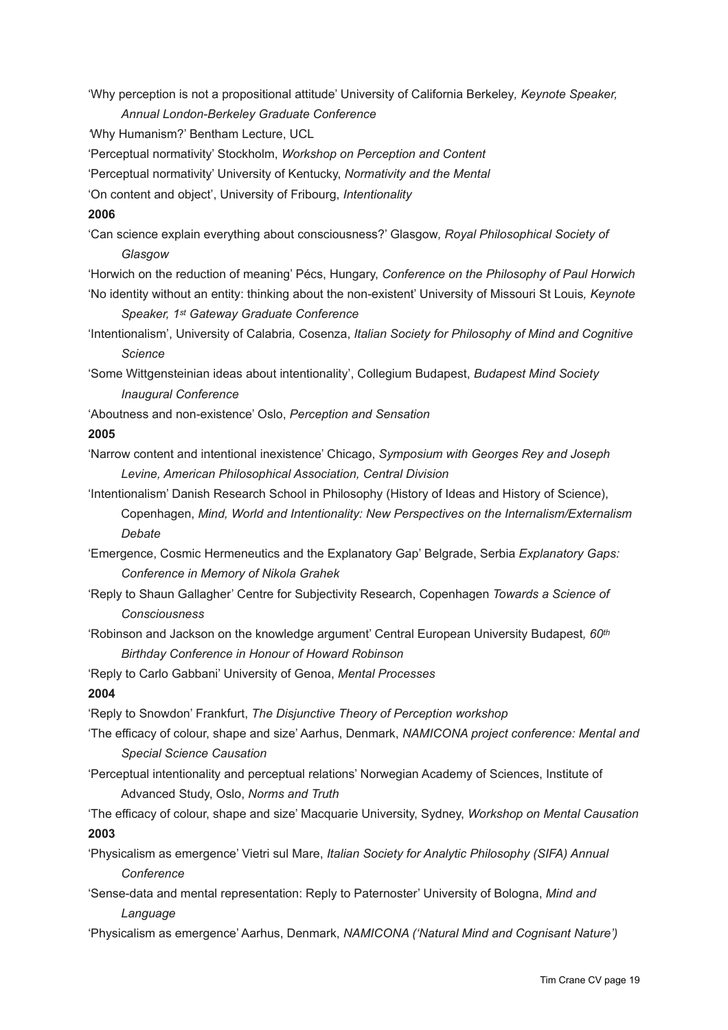'Why perception is not a propositional attitude' University of California Berkeley*, Keynote Speaker, Annual London-Berkeley Graduate Conference*

'Why Humanism?' Bentham Lecture, UCL

'Perceptual normativity' Stockholm, *Workshop on Perception and Content*

'Perceptual normativity' University of Kentucky, *Normativity and the Mental*

'On content and object', University of Fribourg, *Intentionality*

**2006**

'Can science explain everything about consciousness?' Glasgow*, Royal Philosophical Society of Glasgow*

'Horwich on the reduction of meaning' Pécs, Hungary, *Conference on the Philosophy of Paul Horwich*

'No identity without an entity: thinking about the non-existent' University of Missouri St Louis*, Keynote Speaker, 1st Gateway Graduate Conference*

'Intentionalism', University of Calabria, Cosenza, *Italian Society for Philosophy of Mind and Cognitive Science*

'Some Wittgensteinian ideas about intentionality', Collegium Budapest, *Budapest Mind Society Inaugural Conference*

'Aboutness and non-existence' Oslo, *Perception and Sensation*

**2005**

'Narrow content and intentional inexistence' Chicago, *Symposium with Georges Rey and Joseph Levine, American Philosophical Association, Central Division*

'Intentionalism' Danish Research School in Philosophy (History of Ideas and History of Science), Copenhagen, *Mind, World and Intentionality: New Perspectives on the Internalism/Externalism Debate*

'Emergence, Cosmic Hermeneutics and the Explanatory Gap' Belgrade, Serbia *Explanatory Gaps: Conference in Memory of Nikola Grahek*

'Reply to Shaun Gallagher' Centre for Subjectivity Research, Copenhagen *Towards a Science of Consciousness*

'Robinson and Jackson on the knowledge argument' Central European University Budapest*, 60th Birthday Conference in Honour of Howard Robinson*

'Reply to Carlo Gabbani' University of Genoa, *Mental Processes*

**2004**

'Reply to Snowdon' Frankfurt, *The Disjunctive Theory of Perception workshop*

'The efficacy of colour, shape and size' Aarhus, Denmark, *NAMICONA project conference: Mental and Special Science Causation*

'Perceptual intentionality and perceptual relations' Norwegian Academy of Sciences, Institute of Advanced Study, Oslo, *Norms and Truth*

'The efficacy of colour, shape and size' Macquarie University, Sydney, *Workshop on Mental Causation*

**2003**

'Physicalism as emergence' Vietri sul Mare, *Italian Society for Analytic Philosophy (SIFA) Annual Conference*

'Sense-data and mental representation: Reply to Paternoster' University of Bologna, *Mind and Language*

'Physicalism as emergence' Aarhus, Denmark, *NAMICONA ('Natural Mind and Cognisant Nature')*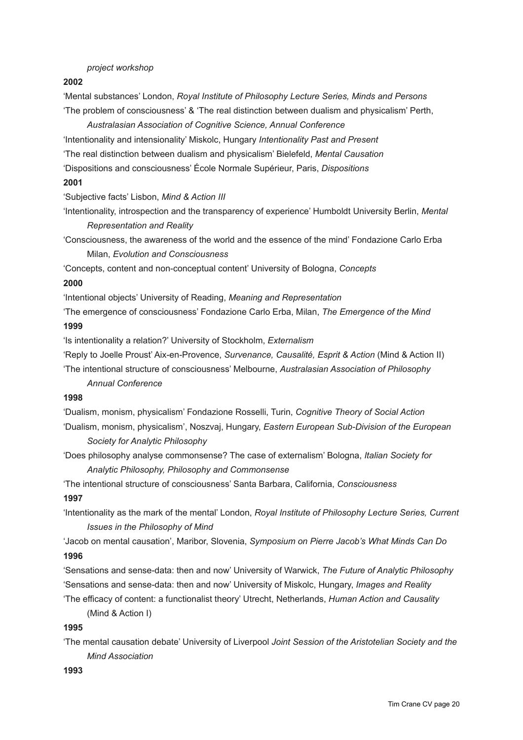*project workshop*

**2002**

'Mental substances' London, *Royal Institute of Philosophy Lecture Series, Minds and Persons*

'The problem of consciousness' & 'The real distinction between dualism and physicalism' Perth, *Australasian Association of Cognitive Science, Annual Conference*

'Intentionality and intensionality' Miskolc, Hungary *Intentionality Past and Present*

'The real distinction between dualism and physicalism' Bielefeld, *Mental Causation*

'Dispositions and consciousness' École Normale Supérieur, Paris, *Dispositions*

**2001**

'Subjective facts' Lisbon, *Mind & Action III*

'Intentionality, introspection and the transparency of experience' Humboldt University Berlin, *Mental Representation and Reality*

'Consciousness, the awareness of the world and the essence of the mind' Fondazione Carlo Erba Milan, *Evolution and Consciousness*

'Concepts, content and non-conceptual content' University of Bologna, *Concepts*

**2000**

'Intentional objects' University of Reading, *Meaning and Representation*

'The emergence of consciousness' Fondazione Carlo Erba, Milan, *The Emergence of the Mind*

**1999**

'Is intentionality a relation?' University of Stockholm, *Externalism*

'Reply to Joelle Proust' Aix-en-Provence, *Survenance, Causalité, Esprit & Action* (Mind & Action II)

'The intentional structure of consciousness' Melbourne, *Australasian Association of Philosophy Annual Conference*

**1998**

'Dualism, monism, physicalism' Fondazione Rosselli, Turin, *Cognitive Theory of Social Action*

'Dualism, monism, physicalism', Noszvaj, Hungary, *Eastern European Sub-Division of the European Society for Analytic Philosophy*

'Does philosophy analyse commonsense? The case of externalism' Bologna, *Italian Society for Analytic Philosophy, Philosophy and Commonsense*

'The intentional structure of consciousness' Santa Barbara, California, *Consciousness*

**1997**

'Intentionality as the mark of the mental' London, *Royal Institute of Philosophy Lecture Series, Current Issues in the Philosophy of Mind*

'Jacob on mental causation', Maribor, Slovenia, *Symposium on Pierre Jacob's What Minds Can Do*

**1996**

'Sensations and sense-data: then and now' University of Warwick, *The Future of Analytic Philosophy*

'Sensations and sense-data: then and now' University of Miskolc, Hungary, *Images and Reality*

'The efficacy of content: a functionalist theory' Utrecht, Netherlands, *Human Action and Causality* (Mind & Action I)

**1995**

'The mental causation debate' University of Liverpool *Joint Session of the Aristotelian Society and the Mind Association*

**1993**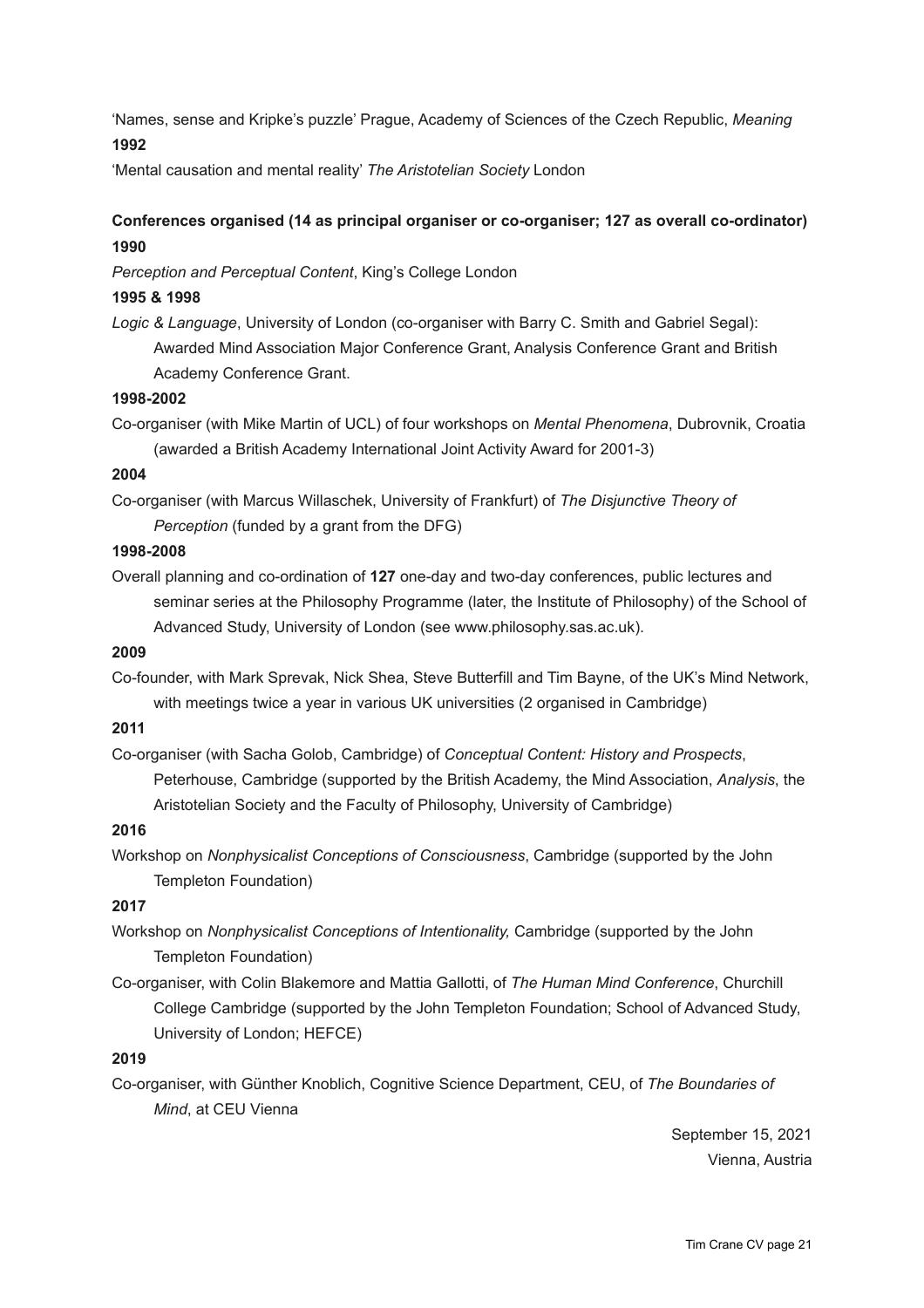'Names, sense and Kripke's puzzle' Prague, Academy of Sciences of the Czech Republic, *Meaning*

**1992**

'Mental causation and mental reality' *The Aristotelian Society* London

**Conferences organised (14 as principal organiser or co-organiser; 127 as overall co-ordinator)**

**1990**

*Perception and Perceptual Content*, King's College London

**1995 & 1998**

*Logic & Language*, University of London (co-organiser with Barry C. Smith and Gabriel Segal): Awarded Mind Association Major Conference Grant, Analysis Conference Grant and British Academy Conference Grant.

**1998-2002**

Co-organiser (with Mike Martin of UCL) of four workshops on *Mental Phenomena*, Dubrovnik, Croatia (awarded a British Academy International Joint Activity Award for 2001-3)

**2004**

Co-organiser (with Marcus Willaschek, University of Frankfurt) of *The Disjunctive Theory of Perception* (funded by a grant from the DFG)

**1998-2008**

Overall planning and co-ordination of **127** one-day and two-day conferences, public lectures and seminar series at the Philosophy Programme (later, the Institute of Philosophy) of the School of Advanced Study, University of London (see www.philosophy.sas.ac.uk).

**2009**

Co-founder, with Mark Sprevak, Nick Shea, Steve Butterfill and Tim Bayne, of the UK's Mind Network, with meetings twice a year in various UK universities (2 organised in Cambridge)

**2011**

Co-organiser (with Sacha Golob, Cambridge) of *Conceptual Content: History and Prospects*, Peterhouse, Cambridge (supported by the British Academy, the Mind Association, *Analysis*, the Aristotelian Society and the Faculty of Philosophy, University of Cambridge)

**2016**

Workshop on *Nonphysicalist Conceptions of Consciousness*, Cambridge (supported by the John Templeton Foundation)

**2017**

Workshop on *Nonphysicalist Conceptions of Intentionality,* Cambridge (supported by the John Templeton Foundation)

Co-organiser, with Colin Blakemore and Mattia Gallotti, of *The Human Mind Conference*, Churchill College Cambridge (supported by the John Templeton Foundation; School of Advanced Study, University of London; HEFCE)

**2019**

Co-organiser, with Günther Knoblich, Cognitive Science Department, CEU, of *The Boundaries of Mind*, at CEU Vienna

September 15, 2021
Vienna, Austria